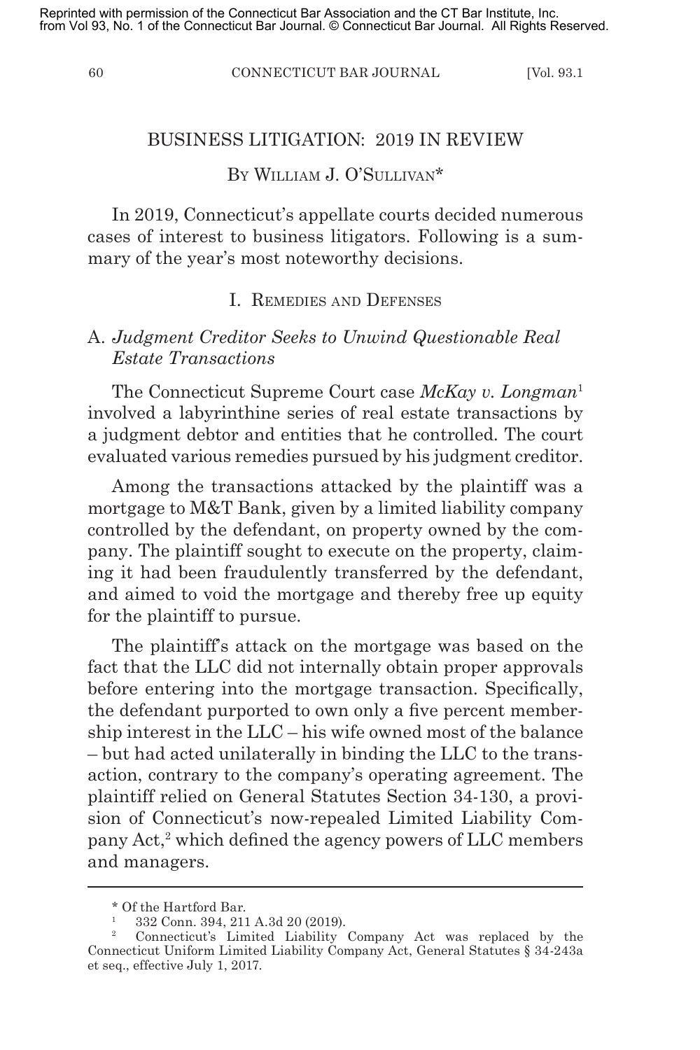Reprinted with permission of the Connecticut Bar Association and the CT Bar Institute, Inc. from Vol 93, No. 1 of the Connecticut Bar Journal. © Connecticut Bar Journal. All Rights Reserved.

# BUSINESS LITIGATION: 2019 IN REVIEW

By William J. O'Sullivan*

In 2019, Connecticut's appellate courts decided numerous cases of interest to business litigators. Following is a summary of the year's most noteworthy decisions.

## I. Remedies and Defenses

### A. *Judgment Creditor Seeks to Unwind Questionable Real Estate Transactions*

The Connecticut Supreme Court case *McKay v. Longman*[1] involved a labyrinthine series of real estate transactions by a judgment debtor and entities that he controlled. The court evaluated various remedies pursued by his judgment creditor.

Among the transactions attacked by the plaintiff was a mortgage to M&T Bank, given by a limited liability company controlled by the defendant, on property owned by the company. The plaintiff sought to execute on the property, claiming it had been fraudulently transferred by the defendant, and aimed to void the mortgage and thereby free up equity for the plaintiff to pursue.

The plaintiff's attack on the mortgage was based on the fact that the LLC did not internally obtain proper approvals before entering into the mortgage transaction. Specifically, the defendant purported to own only a five percent membership interest in the LLC – his wife owned most of the balance – but had acted unilaterally in binding the LLC to the transaction, contrary to the company's operating agreement. The plaintiff relied on General Statutes Section 34-130, a provision of Connecticut's now-repealed Limited Liability Company Act,[2] which defined the agency powers of LLC members and managers.

---

\* Of the Hartford Bar.

[1] 332 Conn. 394, 211 A.3d 20 (2019).

[2] Connecticut's Limited Liability Company Act was replaced by the Connecticut Uniform Limited Liability Company Act, General Statutes § 34-243a et seq., effective July 1, 2017.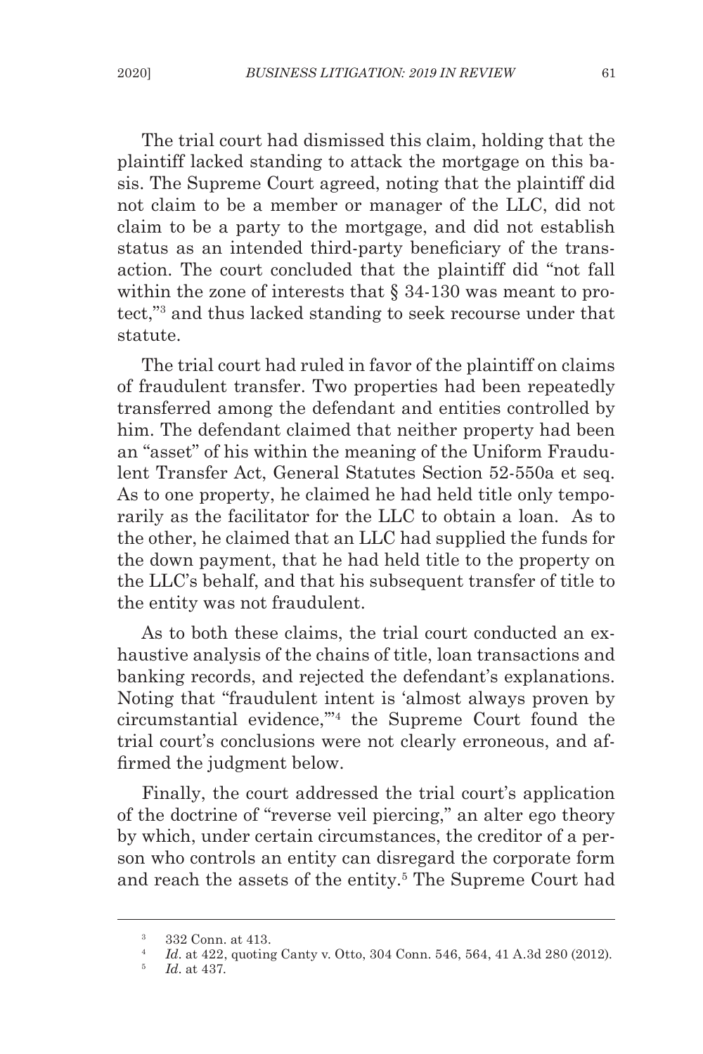The trial court had dismissed this claim, holding that the plaintiff lacked standing to attack the mortgage on this basis. The Supreme Court agreed, noting that the plaintiff did not claim to be a member or manager of the LLC, did not claim to be a party to the mortgage, and did not establish status as an intended third-party beneficiary of the transaction. The court concluded that the plaintiff did "not fall within the zone of interests that § 34-130 was meant to protect,"[3] and thus lacked standing to seek recourse under that statute.

The trial court had ruled in favor of the plaintiff on claims of fraudulent transfer. Two properties had been repeatedly transferred among the defendant and entities controlled by him. The defendant claimed that neither property had been an "asset" of his within the meaning of the Uniform Fraudulent Transfer Act, General Statutes Section 52-550a et seq. As to one property, he claimed he had held title only temporarily as the facilitator for the LLC to obtain a loan. As to the other, he claimed that an LLC had supplied the funds for the down payment, that he had held title to the property on the LLC's behalf, and that his subsequent transfer of title to the entity was not fraudulent.

As to both these claims, the trial court conducted an exhaustive analysis of the chains of title, loan transactions and banking records, and rejected the defendant's explanations. Noting that "fraudulent intent is 'almost always proven by circumstantial evidence,'"[4] the Supreme Court found the trial court's conclusions were not clearly erroneous, and affirmed the judgment below.

Finally, the court addressed the trial court's application of the doctrine of "reverse veil piercing," an alter ego theory by which, under certain circumstances, the creditor of a person who controls an entity can disregard the corporate form and reach the assets of the entity.[5] The Supreme Court had

---

[3] 332 Conn. at 413.

[4] *Id.* at 422, quoting Canty v. Otto, 304 Conn. 546, 564, 41 A.3d 280 (2012).

[5] *Id.* at 437.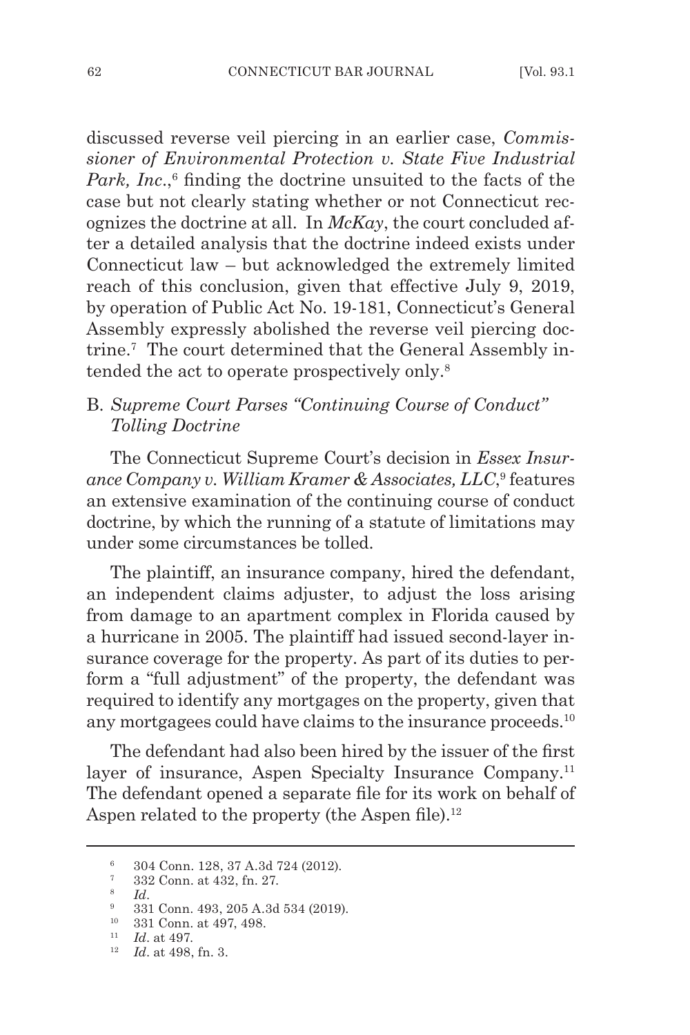discussed reverse veil piercing in an earlier case, *Commissioner of Environmental Protection v. State Five Industrial Park, Inc.*,[6] finding the doctrine unsuited to the facts of the case but not clearly stating whether or not Connecticut recognizes the doctrine at all. In *McKay*, the court concluded after a detailed analysis that the doctrine indeed exists under Connecticut law – but acknowledged the extremely limited reach of this conclusion, given that effective July 9, 2019, by operation of Public Act No. 19-181, Connecticut's General Assembly expressly abolished the reverse veil piercing doctrine.[7] The court determined that the General Assembly intended the act to operate prospectively only.[8]

### B. *Supreme Court Parses "Continuing Course of Conduct" Tolling Doctrine*

The Connecticut Supreme Court's decision in *Essex Insurance Company v. William Kramer & Associates, LLC*,[9] features an extensive examination of the continuing course of conduct doctrine, by which the running of a statute of limitations may under some circumstances be tolled.

The plaintiff, an insurance company, hired the defendant, an independent claims adjuster, to adjust the loss arising from damage to an apartment complex in Florida caused by a hurricane in 2005. The plaintiff had issued second-layer insurance coverage for the property. As part of its duties to perform a "full adjustment" of the property, the defendant was required to identify any mortgages on the property, given that any mortgagees could have claims to the insurance proceeds.[10]

The defendant had also been hired by the issuer of the first layer of insurance, Aspen Specialty Insurance Company.[11] The defendant opened a separate file for its work on behalf of Aspen related to the property (the Aspen file).[12]

---

[6] 304 Conn. 128, 37 A.3d 724 (2012).

[7] 332 Conn. at 432, fn. 27.

[8] *Id*.

[9] 331 Conn. 493, 205 A.3d 534 (2019).

[10] 331 Conn. at 497, 498.

[11] *Id*. at 497.

[12] *Id*. at 498, fn. 3.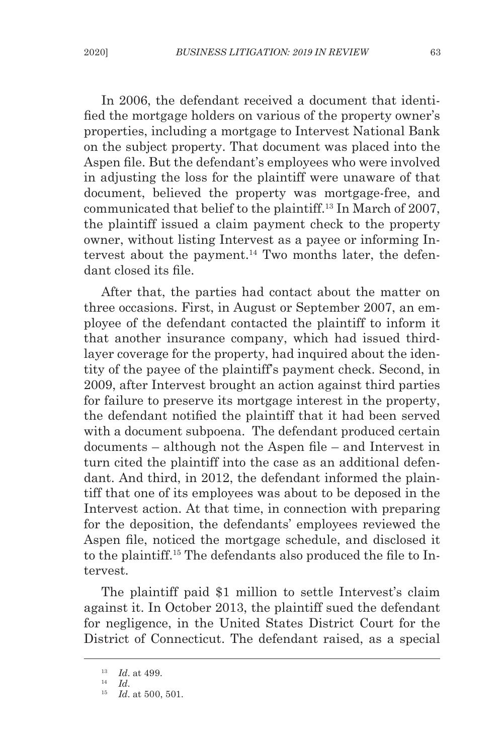In 2006, the defendant received a document that identified the mortgage holders on various of the property owner's properties, including a mortgage to Intervest National Bank on the subject property. That document was placed into the Aspen file. But the defendant's employees who were involved in adjusting the loss for the plaintiff were unaware of that document, believed the property was mortgage-free, and communicated that belief to the plaintiff.[13] In March of 2007, the plaintiff issued a claim payment check to the property owner, without listing Intervest as a payee or informing Intervest about the payment.[14] Two months later, the defendant closed its file.

After that, the parties had contact about the matter on three occasions. First, in August or September 2007, an employee of the defendant contacted the plaintiff to inform it that another insurance company, which had issued third-layer coverage for the property, had inquired about the identity of the payee of the plaintiff's payment check. Second, in 2009, after Intervest brought an action against third parties for failure to preserve its mortgage interest in the property, the defendant notified the plaintiff that it had been served with a document subpoena. The defendant produced certain documents – although not the Aspen file – and Intervest in turn cited the plaintiff into the case as an additional defendant. And third, in 2012, the defendant informed the plaintiff that one of its employees was about to be deposed in the Intervest action. At that time, in connection with preparing for the deposition, the defendants' employees reviewed the Aspen file, noticed the mortgage schedule, and disclosed it to the plaintiff.[15] The defendants also produced the file to Intervest.

The plaintiff paid $1 million to settle Intervest's claim against it. In October 2013, the plaintiff sued the defendant for negligence, in the United States District Court for the District of Connecticut. The defendant raised, as a special

---

[13] *Id*. at 499.

[14] *Id*.

[15] *Id*. at 500, 501.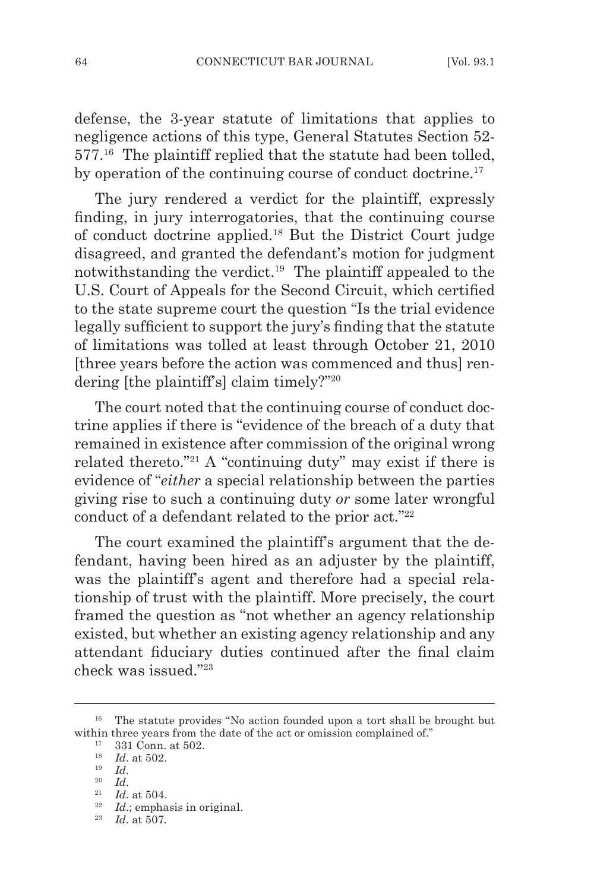defense, the 3-year statute of limitations that applies to negligence actions of this type, General Statutes Section 52-577.[16] The plaintiff replied that the statute had been tolled, by operation of the continuing course of conduct doctrine.[17]

The jury rendered a verdict for the plaintiff, expressly finding, in jury interrogatories, that the continuing course of conduct doctrine applied.[18] But the District Court judge disagreed, and granted the defendant's motion for judgment notwithstanding the verdict.[19] The plaintiff appealed to the U.S. Court of Appeals for the Second Circuit, which certified to the state supreme court the question "Is the trial evidence legally sufficient to support the jury's finding that the statute of limitations was tolled at least through October 21, 2010 [three years before the action was commenced and thus] rendering [the plaintiff's] claim timely?"[20]

The court noted that the continuing course of conduct doctrine applies if there is "evidence of the breach of a duty that remained in existence after commission of the original wrong related thereto."[21] A "continuing duty" may exist if there is evidence of "*either* a special relationship between the parties giving rise to such a continuing duty *or* some later wrongful conduct of a defendant related to the prior act."[22]

The court examined the plaintiff's argument that the defendant, having been hired as an adjuster by the plaintiff, was the plaintiff's agent and therefore had a special relationship of trust with the plaintiff. More precisely, the court framed the question as "not whether an agency relationship existed, but whether an existing agency relationship and any attendant fiduciary duties continued after the final claim check was issued."[23]

---

[16] The statute provides "No action founded upon a tort shall be brought but within three years from the date of the act or omission complained of."

[17] 331 Conn. at 502.

[18] *Id*. at 502.

[19] *Id*.

[20] *Id*.

[21] *Id*. at 504.

[22] *Id*.; emphasis in original.

[23] *Id*. at 507.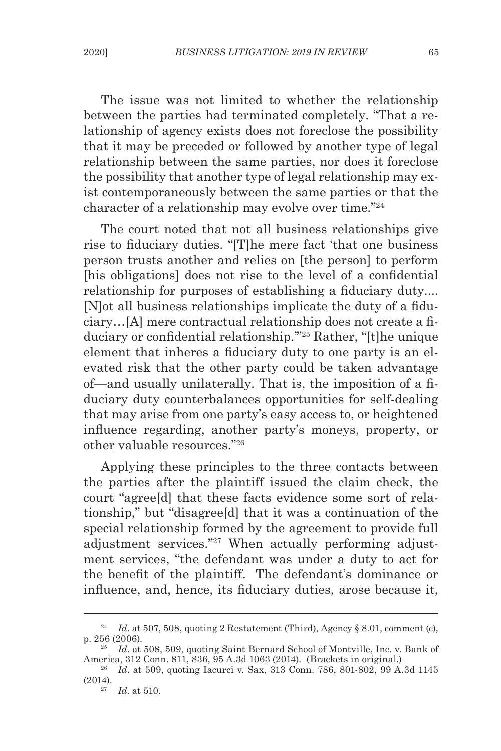The issue was not limited to whether the relationship between the parties had terminated completely. "That a relationship of agency exists does not foreclose the possibility that it may be preceded or followed by another type of legal relationship between the same parties, nor does it foreclose the possibility that another type of legal relationship may exist contemporaneously between the same parties or that the character of a relationship may evolve over time."[24]

The court noted that not all business relationships give rise to fiduciary duties. "[T]he mere fact 'that one business person trusts another and relies on [the person] to perform [his obligations] does not rise to the level of a confidential relationship for purposes of establishing a fiduciary duty.... [N]ot all business relationships implicate the duty of a fiduciary…[A] mere contractual relationship does not create a fiduciary or confidential relationship.'"[25] Rather, "[t]he unique element that inheres a fiduciary duty to one party is an elevated risk that the other party could be taken advantage of—and usually unilaterally. That is, the imposition of a fiduciary duty counterbalances opportunities for self-dealing that may arise from one party's easy access to, or heightened influence regarding, another party's moneys, property, or other valuable resources."[26]

Applying these principles to the three contacts between the parties after the plaintiff issued the claim check, the court "agree[d] that these facts evidence some sort of relationship," but "disagree[d] that it was a continuation of the special relationship formed by the agreement to provide full adjustment services."[27] When actually performing adjustment services, "the defendant was under a duty to act for the benefit of the plaintiff. The defendant's dominance or influence, and, hence, its fiduciary duties, arose because it,

---

[24] *Id*. at 507, 508, quoting 2 Restatement (Third), Agency § 8.01, comment (c), p. 256 (2006).

[25] *Id*. at 508, 509, quoting Saint Bernard School of Montville, Inc. v. Bank of America, 312 Conn. 811, 836, 95 A.3d 1063 (2014). (Brackets in original.)

[26] *Id*. at 509, quoting Iacurci v. Sax, 313 Conn. 786, 801-802, 99 A.3d 1145 (2014).

[27] *Id*. at 510.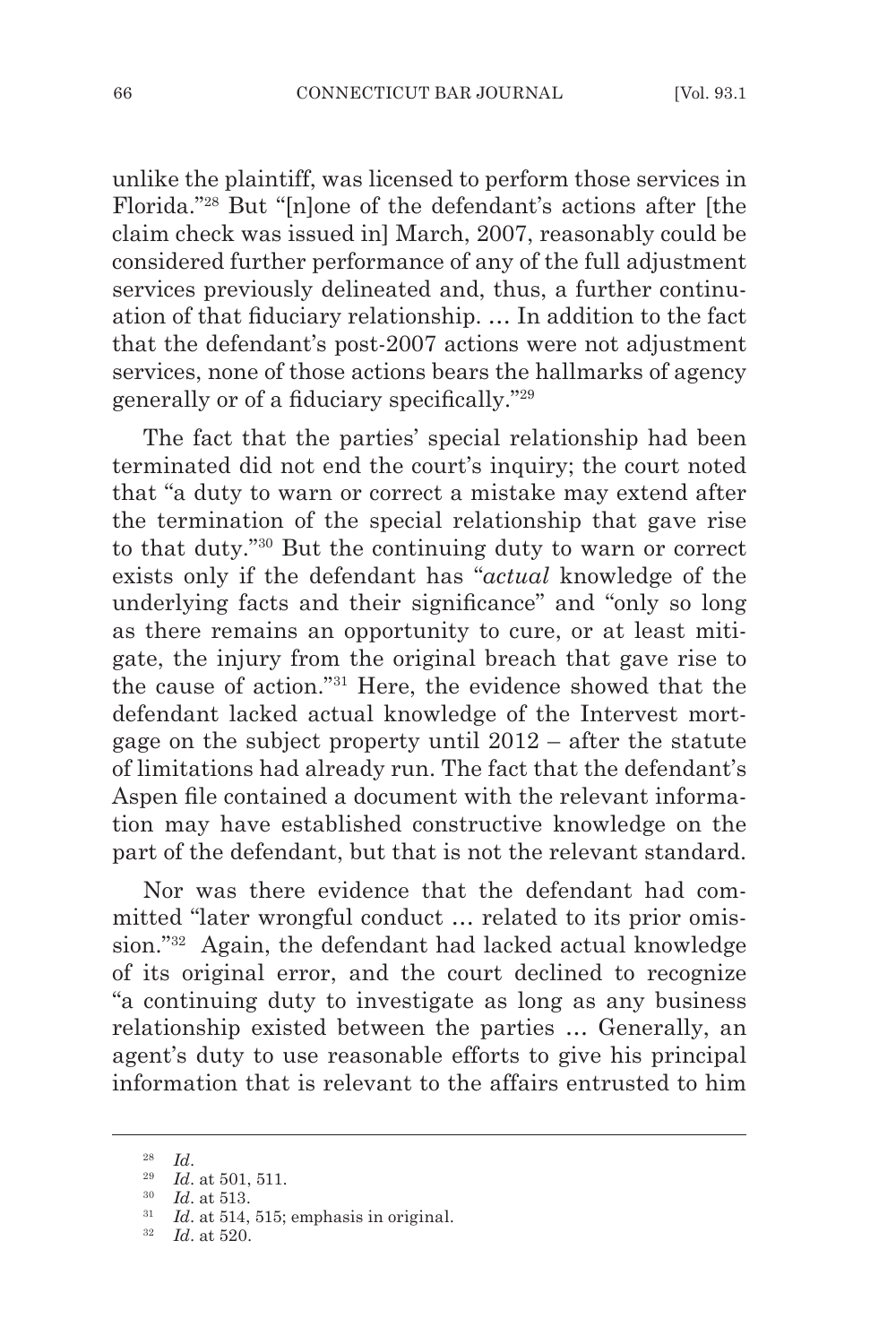unlike the plaintiff, was licensed to perform those services in Florida."[28] But "[n]one of the defendant's actions after [the claim check was issued in] March, 2007, reasonably could be considered further performance of any of the full adjustment services previously delineated and, thus, a further continuation of that fiduciary relationship. … In addition to the fact that the defendant's post-2007 actions were not adjustment services, none of those actions bears the hallmarks of agency generally or of a fiduciary specifically."[29]

The fact that the parties' special relationship had been terminated did not end the court's inquiry; the court noted that "a duty to warn or correct a mistake may extend after the termination of the special relationship that gave rise to that duty."[30] But the continuing duty to warn or correct exists only if the defendant has "*actual* knowledge of the underlying facts and their significance" and "only so long as there remains an opportunity to cure, or at least mitigate, the injury from the original breach that gave rise to the cause of action."[31] Here, the evidence showed that the defendant lacked actual knowledge of the Intervest mortgage on the subject property until 2012 – after the statute of limitations had already run. The fact that the defendant's Aspen file contained a document with the relevant information may have established constructive knowledge on the part of the defendant, but that is not the relevant standard.

Nor was there evidence that the defendant had committed "later wrongful conduct … related to its prior omission."[32] Again, the defendant had lacked actual knowledge of its original error, and the court declined to recognize "a continuing duty to investigate as long as any business relationship existed between the parties … Generally, an agent's duty to use reasonable efforts to give his principal information that is relevant to the affairs entrusted to him

---

[28] *Id*.

[29] *Id*. at 501, 511.

[30] *Id*. at 513.

[31] *Id*. at 514, 515; emphasis in original.

[32] *Id*. at 520.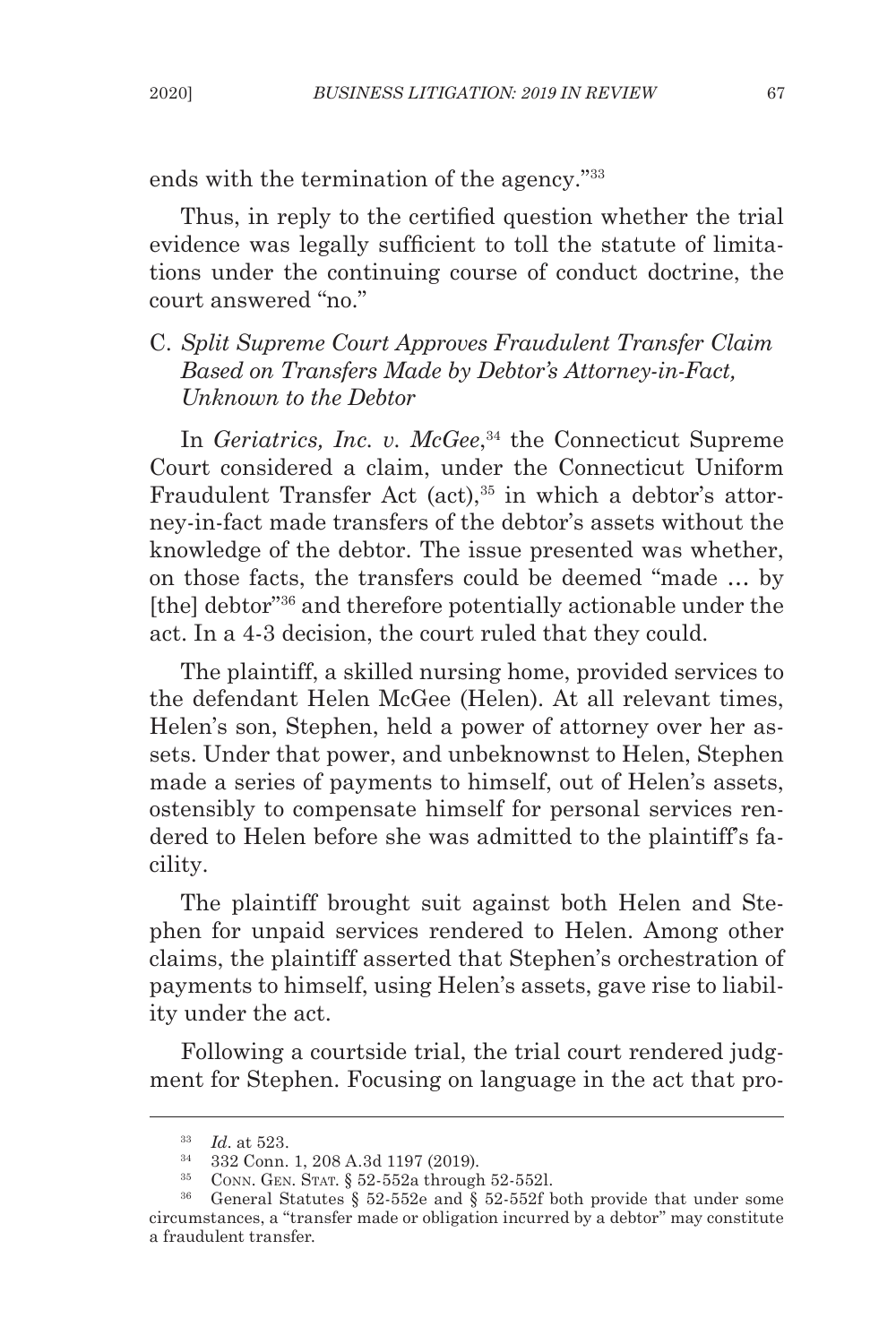ends with the termination of the agency."[33]

Thus, in reply to the certified question whether the trial evidence was legally sufficient to toll the statute of limitations under the continuing course of conduct doctrine, the court answered "no."

### C. *Split Supreme Court Approves Fraudulent Transfer Claim Based on Transfers Made by Debtor's Attorney-in-Fact, Unknown to the Debtor*

In *Geriatrics, Inc. v. McGee*,[34] the Connecticut Supreme Court considered a claim, under the Connecticut Uniform Fraudulent Transfer Act (act),[35] in which a debtor's attorney-in-fact made transfers of the debtor's assets without the knowledge of the debtor. The issue presented was whether, on those facts, the transfers could be deemed "made … by [the] debtor"[36] and therefore potentially actionable under the act. In a 4-3 decision, the court ruled that they could.

The plaintiff, a skilled nursing home, provided services to the defendant Helen McGee (Helen). At all relevant times, Helen's son, Stephen, held a power of attorney over her assets. Under that power, and unbeknownst to Helen, Stephen made a series of payments to himself, out of Helen's assets, ostensibly to compensate himself for personal services rendered to Helen before she was admitted to the plaintiff's facility.

The plaintiff brought suit against both Helen and Stephen for unpaid services rendered to Helen. Among other claims, the plaintiff asserted that Stephen's orchestration of payments to himself, using Helen's assets, gave rise to liability under the act.

Following a courtside trial, the trial court rendered judgment for Stephen. Focusing on language in the act that pro-

---

[33] *Id*. at 523.

[34] 332 Conn. 1, 208 A.3d 1197 (2019).

[35] Conn. Gen. Stat. § 52-552a through 52-552l.

[36] General Statutes § 52-552e and § 52-552f both provide that under some circumstances, a "transfer made or obligation incurred by a debtor" may constitute a fraudulent transfer.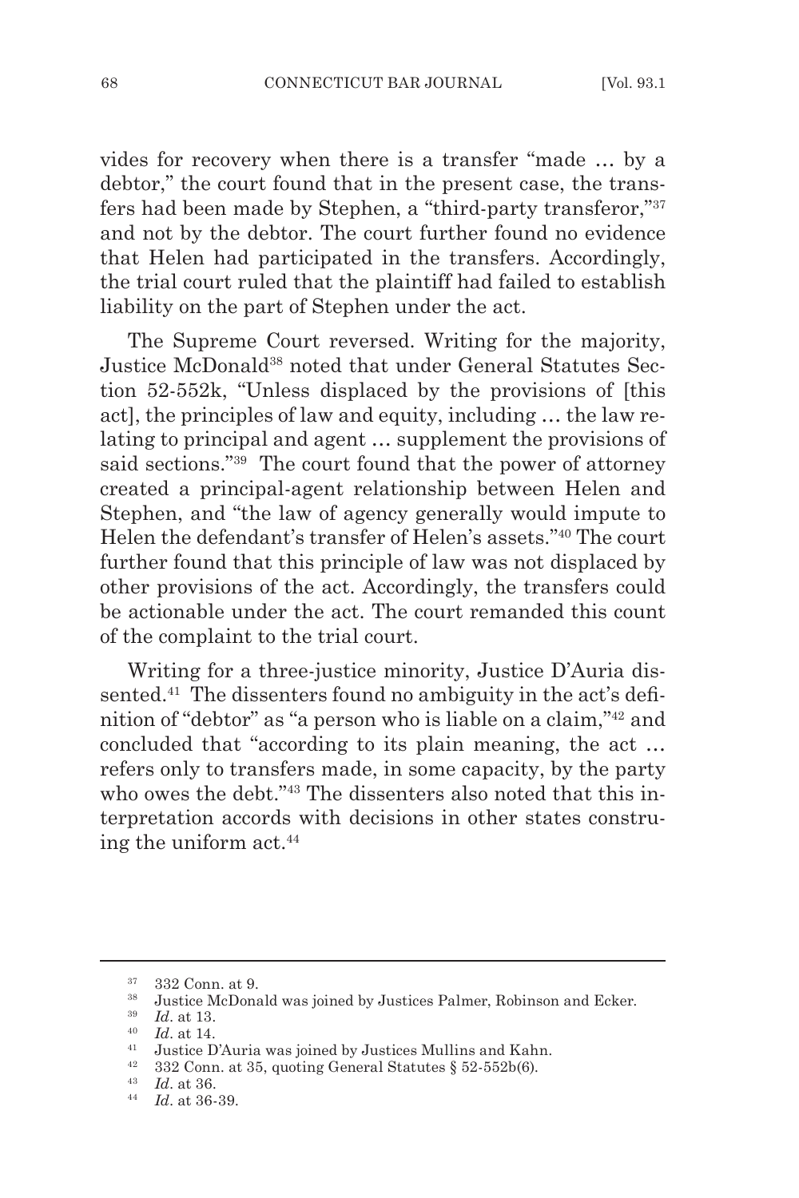vides for recovery when there is a transfer "made … by a debtor," the court found that in the present case, the transfers had been made by Stephen, a "third-party transferor,"[37] and not by the debtor. The court further found no evidence that Helen had participated in the transfers. Accordingly, the trial court ruled that the plaintiff had failed to establish liability on the part of Stephen under the act.

The Supreme Court reversed. Writing for the majority, Justice McDonald[38] noted that under General Statutes Section 52-552k, "Unless displaced by the provisions of [this act], the principles of law and equity, including … the law relating to principal and agent … supplement the provisions of said sections."[39] The court found that the power of attorney created a principal-agent relationship between Helen and Stephen, and "the law of agency generally would impute to Helen the defendant's transfer of Helen's assets."[40] The court further found that this principle of law was not displaced by other provisions of the act. Accordingly, the transfers could be actionable under the act. The court remanded this count of the complaint to the trial court.

Writing for a three-justice minority, Justice D'Auria dissented.[41] The dissenters found no ambiguity in the act's definition of "debtor" as "a person who is liable on a claim,"[42] and concluded that "according to its plain meaning, the act … refers only to transfers made, in some capacity, by the party who owes the debt."[43] The dissenters also noted that this interpretation accords with decisions in other states construing the uniform act.[44]

---

[37] 332 Conn. at 9.

[38] Justice McDonald was joined by Justices Palmer, Robinson and Ecker.

[39] *Id*. at 13.

[40] *Id*. at 14.

[41] Justice D'Auria was joined by Justices Mullins and Kahn.

[42] 332 Conn. at 35, quoting General Statutes § 52-552b(6).

[43] *Id*. at 36.

[44] *Id*. at 36-39.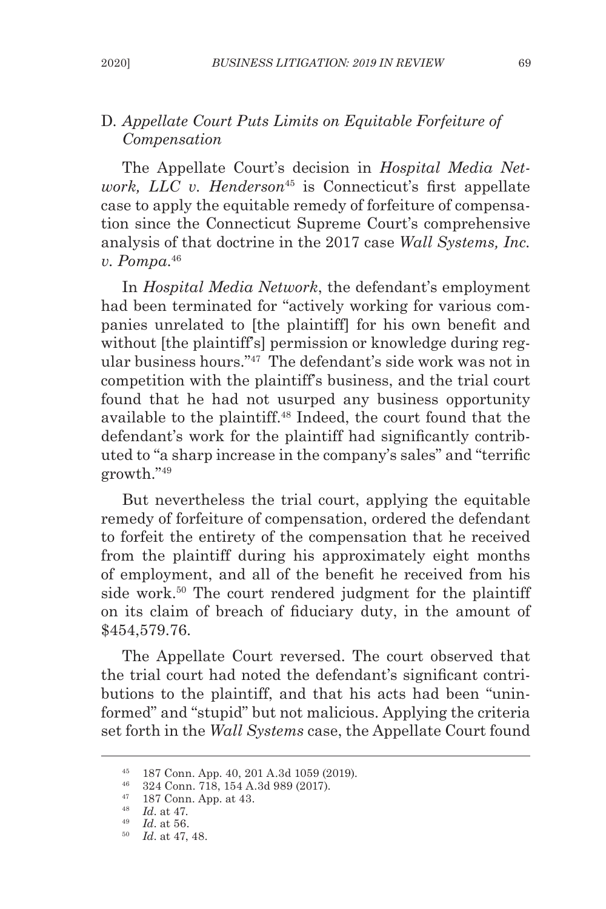### D. *Appellate Court Puts Limits on Equitable Forfeiture of Compensation*

The Appellate Court's decision in *Hospital Media Network, LLC v. Henderson*[45] is Connecticut's first appellate case to apply the equitable remedy of forfeiture of compensation since the Connecticut Supreme Court's comprehensive analysis of that doctrine in the 2017 case *Wall Systems, Inc. v. Pompa*.[46]

In *Hospital Media Network*, the defendant's employment had been terminated for "actively working for various companies unrelated to [the plaintiff] for his own benefit and without [the plaintiff's] permission or knowledge during regular business hours."[47] The defendant's side work was not in competition with the plaintiff's business, and the trial court found that he had not usurped any business opportunity available to the plaintiff.[48] Indeed, the court found that the defendant's work for the plaintiff had significantly contributed to "a sharp increase in the company's sales" and "terrific growth."[49]

But nevertheless the trial court, applying the equitable remedy of forfeiture of compensation, ordered the defendant to forfeit the entirety of the compensation that he received from the plaintiff during his approximately eight months of employment, and all of the benefit he received from his side work.[50] The court rendered judgment for the plaintiff on its claim of breach of fiduciary duty, in the amount of $454,579.76.

The Appellate Court reversed. The court observed that the trial court had noted the defendant's significant contributions to the plaintiff, and that his acts had been "uninformed" and "stupid" but not malicious. Applying the criteria set forth in the *Wall Systems* case, the Appellate Court found

---

[45] 187 Conn. App. 40, 201 A.3d 1059 (2019).

[46] 324 Conn. 718, 154 A.3d 989 (2017).

[47] 187 Conn. App. at 43.

[48] *Id*. at 47.

[49] *Id*. at 56.

[50] *Id*. at 47, 48.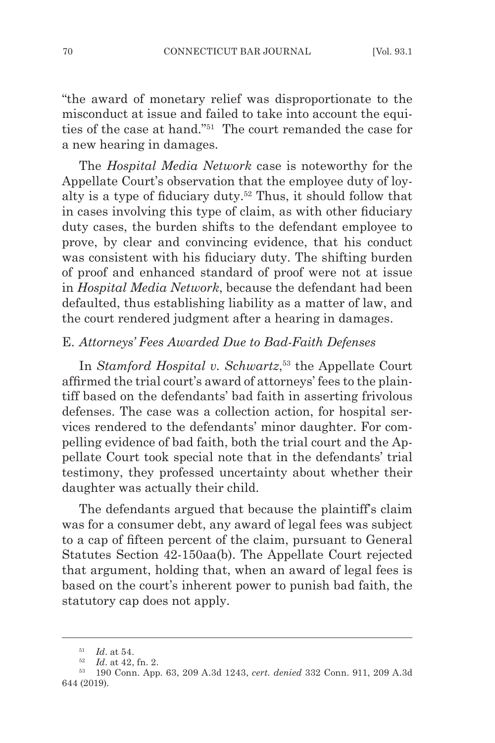"the award of monetary relief was disproportionate to the misconduct at issue and failed to take into account the equities of the case at hand."[51] The court remanded the case for a new hearing in damages.

The *Hospital Media Network* case is noteworthy for the Appellate Court's observation that the employee duty of loyalty is a type of fiduciary duty.[52] Thus, it should follow that in cases involving this type of claim, as with other fiduciary duty cases, the burden shifts to the defendant employee to prove, by clear and convincing evidence, that his conduct was consistent with his fiduciary duty. The shifting burden of proof and enhanced standard of proof were not at issue in *Hospital Media Network*, because the defendant had been defaulted, thus establishing liability as a matter of law, and the court rendered judgment after a hearing in damages.

### E. *Attorneys' Fees Awarded Due to Bad-Faith Defenses*

In *Stamford Hospital v. Schwartz*,[53] the Appellate Court affirmed the trial court's award of attorneys' fees to the plaintiff based on the defendants' bad faith in asserting frivolous defenses. The case was a collection action, for hospital services rendered to the defendants' minor daughter. For compelling evidence of bad faith, both the trial court and the Appellate Court took special note that in the defendants' trial testimony, they professed uncertainty about whether their daughter was actually their child.

The defendants argued that because the plaintiff's claim was for a consumer debt, any award of legal fees was subject to a cap of fifteen percent of the claim, pursuant to General Statutes Section 42-150aa(b). The Appellate Court rejected that argument, holding that, when an award of legal fees is based on the court's inherent power to punish bad faith, the statutory cap does not apply.

---

[51] *Id*. at 54.

[52] *Id*. at 42, fn. 2.

[53] 190 Conn. App. 63, 209 A.3d 1243, *cert. denied* 332 Conn. 911, 209 A.3d 644 (2019).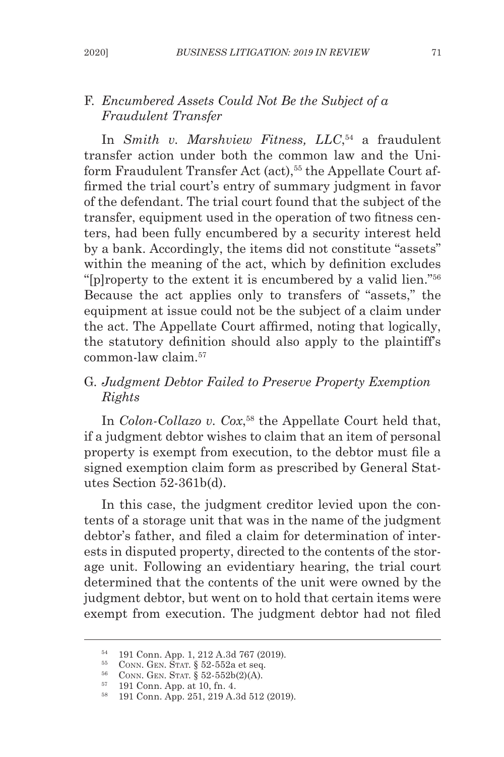### F. *Encumbered Assets Could Not Be the Subject of a Fraudulent Transfer*

In *Smith v. Marshview Fitness, LLC*,[54] a fraudulent transfer action under both the common law and the Uniform Fraudulent Transfer Act (act),[55] the Appellate Court affirmed the trial court's entry of summary judgment in favor of the defendant. The trial court found that the subject of the transfer, equipment used in the operation of two fitness centers, had been fully encumbered by a security interest held by a bank. Accordingly, the items did not constitute "assets" within the meaning of the act, which by definition excludes "[p]roperty to the extent it is encumbered by a valid lien."[56] Because the act applies only to transfers of "assets," the equipment at issue could not be the subject of a claim under the act. The Appellate Court affirmed, noting that logically, the statutory definition should also apply to the plaintiff's common-law claim.[57]

### G. *Judgment Debtor Failed to Preserve Property Exemption Rights*

In *Colon-Collazo v. Cox*,[58] the Appellate Court held that, if a judgment debtor wishes to claim that an item of personal property is exempt from execution, to the debtor must file a signed exemption claim form as prescribed by General Statutes Section 52-361b(d).

In this case, the judgment creditor levied upon the contents of a storage unit that was in the name of the judgment debtor's father, and filed a claim for determination of interests in disputed property, directed to the contents of the storage unit. Following an evidentiary hearing, the trial court determined that the contents of the unit were owned by the judgment debtor, but went on to hold that certain items were exempt from execution. The judgment debtor had not filed

---

[54] 191 Conn. App. 1, 212 A.3d 767 (2019).

[55] Conn. Gen. Stat. § 52-552a et seq.

[56] Conn. Gen. Stat. § 52-552b(2)(A).

[57] 191 Conn. App. at 10, fn. 4.

[58] 191 Conn. App. 251, 219 A.3d 512 (2019).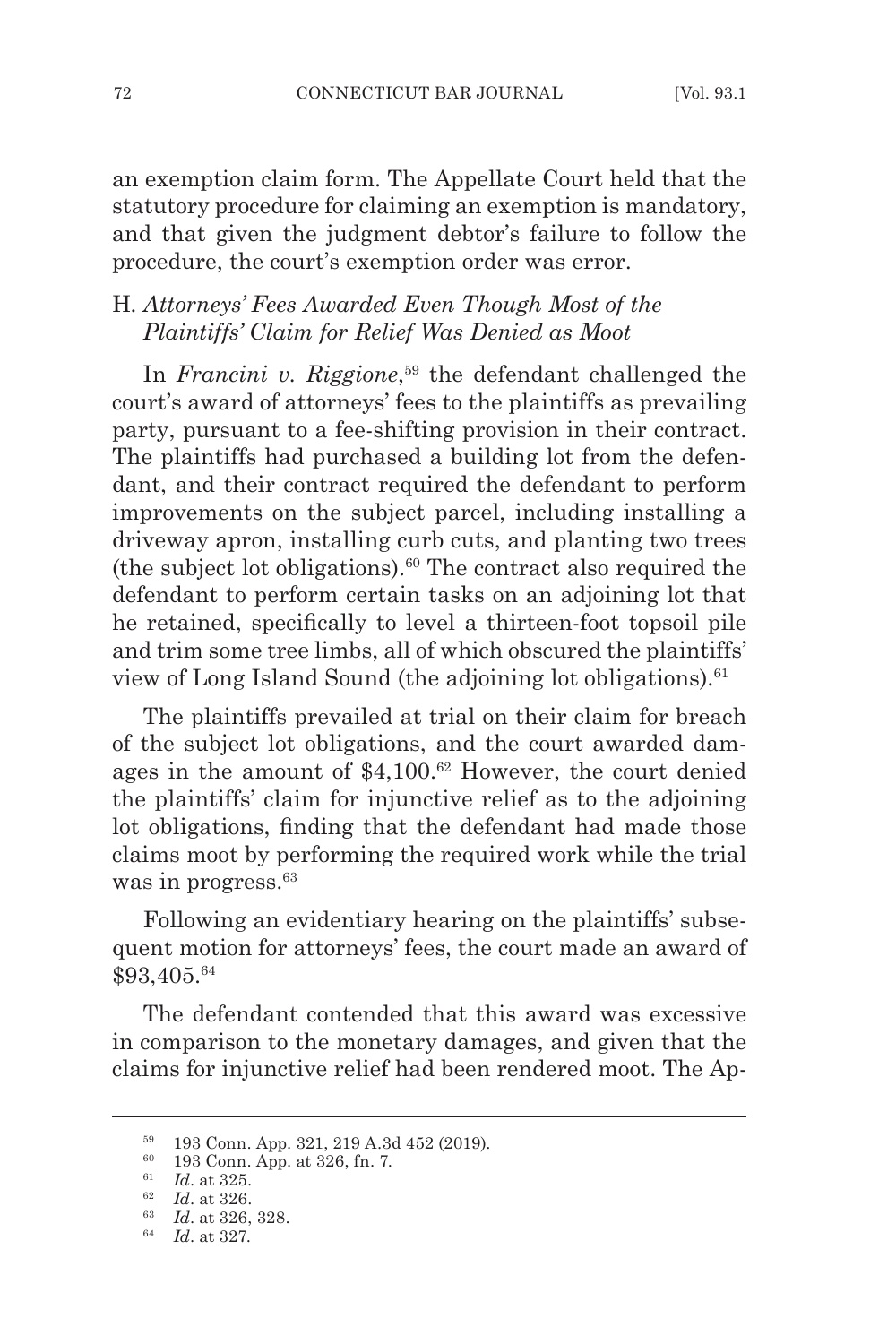an exemption claim form. The Appellate Court held that the statutory procedure for claiming an exemption is mandatory, and that given the judgment debtor's failure to follow the procedure, the court's exemption order was error.

### H. *Attorneys' Fees Awarded Even Though Most of the Plaintiffs' Claim for Relief Was Denied as Moot*

In *Francini v. Riggione*,[59] the defendant challenged the court's award of attorneys' fees to the plaintiffs as prevailing party, pursuant to a fee-shifting provision in their contract. The plaintiffs had purchased a building lot from the defendant, and their contract required the defendant to perform improvements on the subject parcel, including installing a driveway apron, installing curb cuts, and planting two trees (the subject lot obligations).[60] The contract also required the defendant to perform certain tasks on an adjoining lot that he retained, specifically to level a thirteen-foot topsoil pile and trim some tree limbs, all of which obscured the plaintiffs' view of Long Island Sound (the adjoining lot obligations).[61]

The plaintiffs prevailed at trial on their claim for breach of the subject lot obligations, and the court awarded damages in the amount of $4,100.[62] However, the court denied the plaintiffs' claim for injunctive relief as to the adjoining lot obligations, finding that the defendant had made those claims moot by performing the required work while the trial was in progress.[63]

Following an evidentiary hearing on the plaintiffs' subsequent motion for attorneys' fees, the court made an award of $93,405.[64]

The defendant contended that this award was excessive in comparison to the monetary damages, and given that the claims for injunctive relief had been rendered moot. The Ap-

---

[59] 193 Conn. App. 321, 219 A.3d 452 (2019).

[60] 193 Conn. App. at 326, fn. 7.

[61] *Id*. at 325.

[62] *Id*. at 326.

[63] *Id*. at 326, 328.

[64] *Id*. at 327.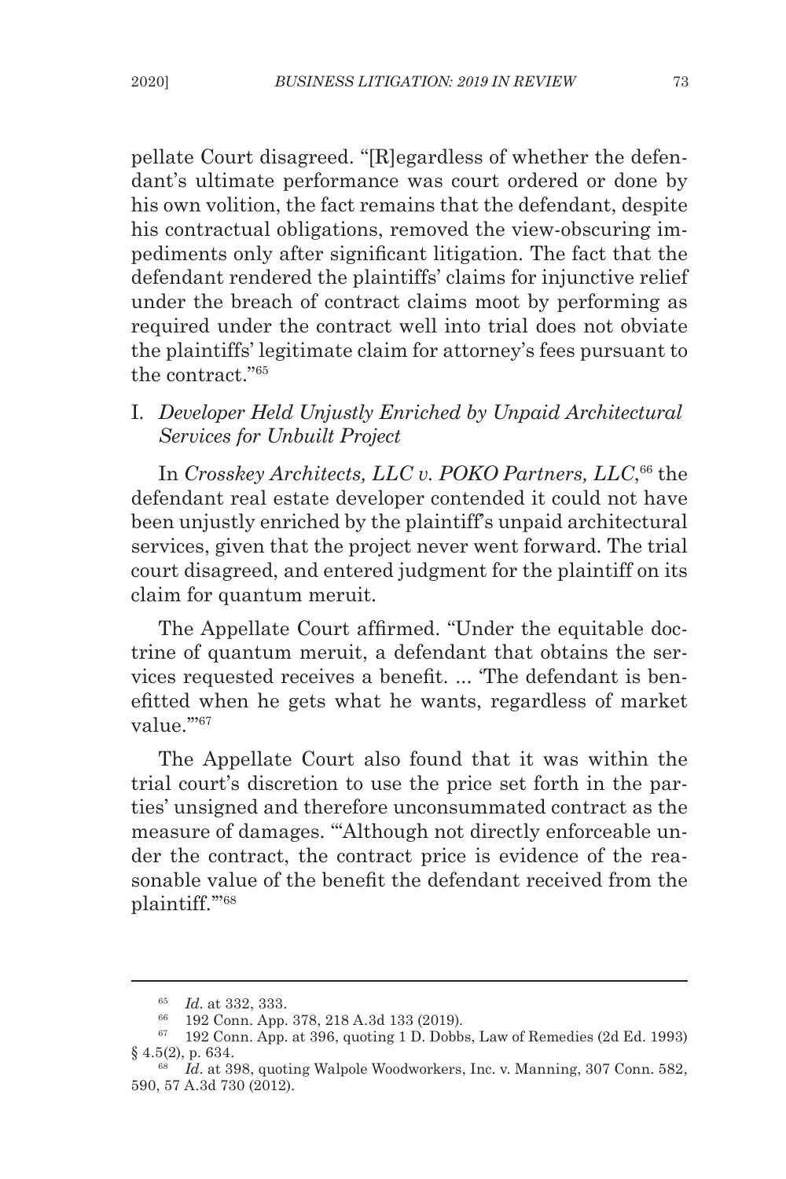pellate Court disagreed. "[R]egardless of whether the defendant's ultimate performance was court ordered or done by his own volition, the fact remains that the defendant, despite his contractual obligations, removed the view-obscuring impediments only after significant litigation. The fact that the defendant rendered the plaintiffs' claims for injunctive relief under the breach of contract claims moot by performing as required under the contract well into trial does not obviate the plaintiffs' legitimate claim for attorney's fees pursuant to the contract."[65]

### I. *Developer Held Unjustly Enriched by Unpaid Architectural Services for Unbuilt Project*

In *Crosskey Architects, LLC v. POKO Partners, LLC*,[66] the defendant real estate developer contended it could not have been unjustly enriched by the plaintiff's unpaid architectural services, given that the project never went forward. The trial court disagreed, and entered judgment for the plaintiff on its claim for quantum meruit.

The Appellate Court affirmed. "Under the equitable doctrine of quantum meruit, a defendant that obtains the services requested receives a benefit. ... 'The defendant is benefitted when he gets what he wants, regardless of market value.'"[67]

The Appellate Court also found that it was within the trial court's discretion to use the price set forth in the parties' unsigned and therefore unconsummated contract as the measure of damages. "'Although not directly enforceable under the contract, the contract price is evidence of the reasonable value of the benefit the defendant received from the plaintiff.'"[68]

---

[65] *Id*. at 332, 333.

[66] 192 Conn. App. 378, 218 A.3d 133 (2019).

[67] 192 Conn. App. at 396, quoting 1 D. Dobbs, Law of Remedies (2d Ed. 1993) § 4.5(2), p. 634.

[68] *Id*. at 398, quoting Walpole Woodworkers, Inc. v. Manning, 307 Conn. 582, 590, 57 A.3d 730 (2012).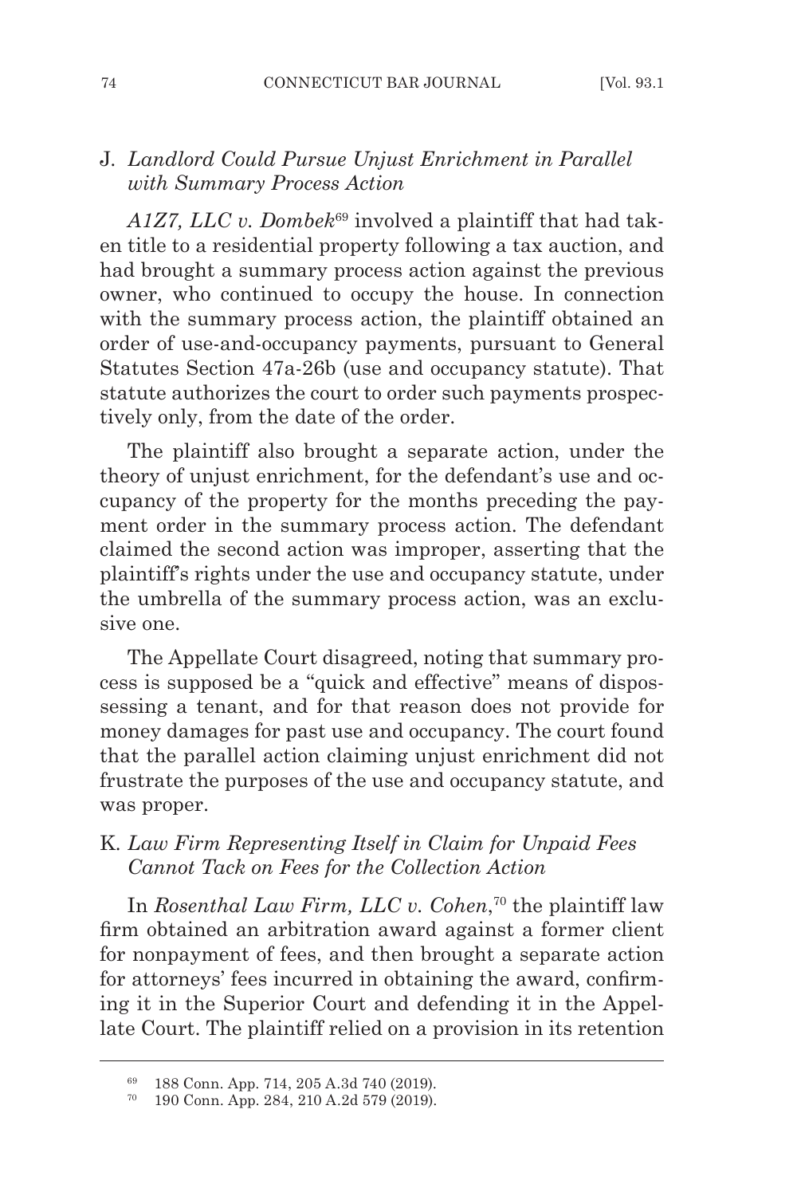## J. *Landlord Could Pursue Unjust Enrichment in Parallel with Summary Process Action*

*A1Z7, LLC v. Dombek*[69] involved a plaintiff that had taken title to a residential property following a tax auction, and had brought a summary process action against the previous owner, who continued to occupy the house. In connection with the summary process action, the plaintiff obtained an order of use-and-occupancy payments, pursuant to General Statutes Section 47a-26b (use and occupancy statute). That statute authorizes the court to order such payments prospectively only, from the date of the order.

The plaintiff also brought a separate action, under the theory of unjust enrichment, for the defendant's use and occupancy of the property for the months preceding the payment order in the summary process action. The defendant claimed the second action was improper, asserting that the plaintiff's rights under the use and occupancy statute, under the umbrella of the summary process action, was an exclusive one.

The Appellate Court disagreed, noting that summary process is supposed be a "quick and effective" means of dispossessing a tenant, and for that reason does not provide for money damages for past use and occupancy. The court found that the parallel action claiming unjust enrichment did not frustrate the purposes of the use and occupancy statute, and was proper.

## K. *Law Firm Representing Itself in Claim for Unpaid Fees Cannot Tack on Fees for the Collection Action*

In *Rosenthal Law Firm, LLC v. Cohen*,[70] the plaintiff law firm obtained an arbitration award against a former client for nonpayment of fees, and then brought a separate action for attorneys' fees incurred in obtaining the award, confirming it in the Superior Court and defending it in the Appellate Court. The plaintiff relied on a provision in its retention

---

[69] 188 Conn. App. 714, 205 A.3d 740 (2019).

[70] 190 Conn. App. 284, 210 A.2d 579 (2019).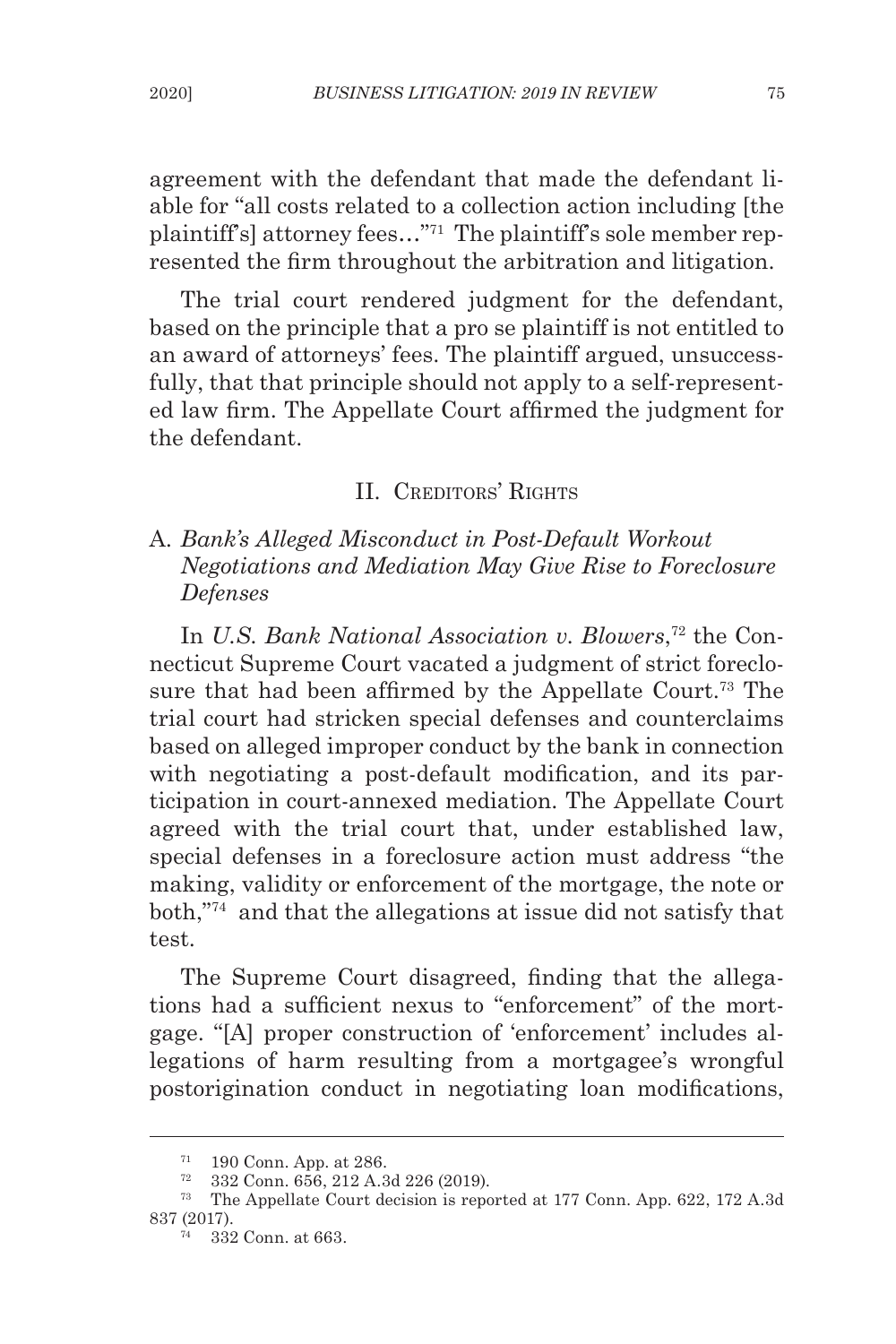agreement with the defendant that made the defendant liable for "all costs related to a collection action including [the plaintiff's] attorney fees…"[71] The plaintiff's sole member represented the firm throughout the arbitration and litigation.

The trial court rendered judgment for the defendant, based on the principle that a pro se plaintiff is not entitled to an award of attorneys' fees. The plaintiff argued, unsuccessfully, that that principle should not apply to a self-represented law firm. The Appellate Court affirmed the judgment for the defendant.

## II. Creditors' Rights

### A. *Bank's Alleged Misconduct in Post-Default Workout Negotiations and Mediation May Give Rise to Foreclosure Defenses*

In *U.S. Bank National Association v. Blowers*,[72] the Connecticut Supreme Court vacated a judgment of strict foreclosure that had been affirmed by the Appellate Court.[73] The trial court had stricken special defenses and counterclaims based on alleged improper conduct by the bank in connection with negotiating a post-default modification, and its participation in court-annexed mediation. The Appellate Court agreed with the trial court that, under established law, special defenses in a foreclosure action must address "the making, validity or enforcement of the mortgage, the note or both,"[74] and that the allegations at issue did not satisfy that test.

The Supreme Court disagreed, finding that the allegations had a sufficient nexus to "enforcement" of the mortgage. "[A] proper construction of 'enforcement' includes allegations of harm resulting from a mortgagee's wrongful postorigination conduct in negotiating loan modifications,

---

[71] 190 Conn. App. at 286.

[72] 332 Conn. 656, 212 A.3d 226 (2019).

[73] The Appellate Court decision is reported at 177 Conn. App. 622, 172 A.3d 837 (2017).

[74] 332 Conn. at 663.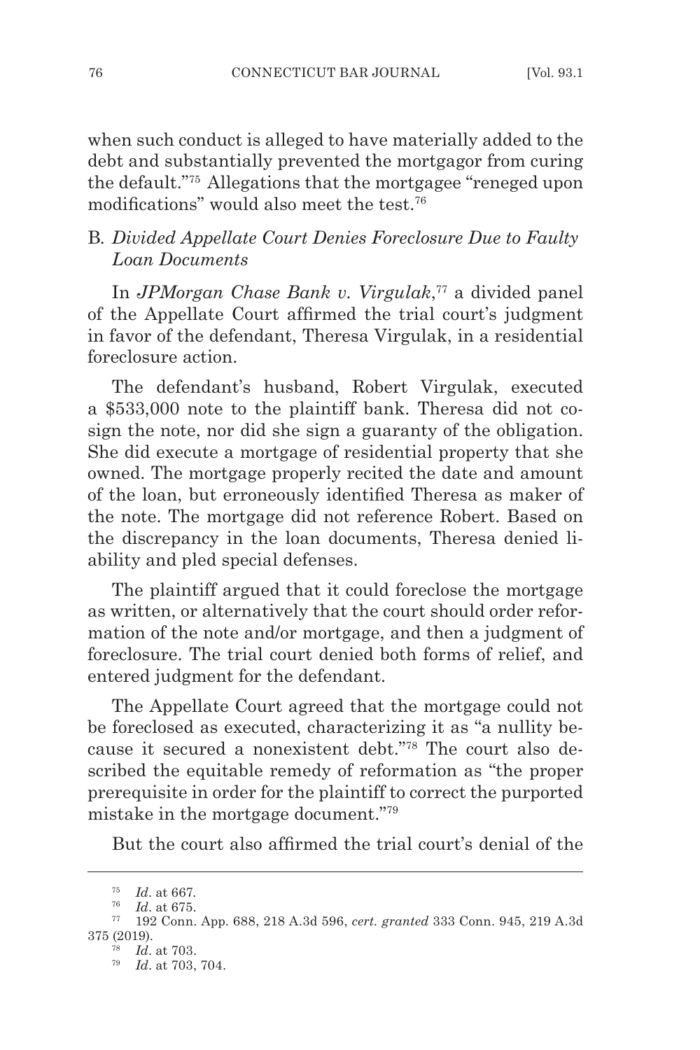when such conduct is alleged to have materially added to the debt and substantially prevented the mortgagor from curing the default."[75] Allegations that the mortgagee "reneged upon modifications" would also meet the test.[76]

### B. *Divided Appellate Court Denies Foreclosure Due to Faulty Loan Documents*

In *JPMorgan Chase Bank v. Virgulak*,[77] a divided panel of the Appellate Court affirmed the trial court's judgment in favor of the defendant, Theresa Virgulak, in a residential foreclosure action.

The defendant's husband, Robert Virgulak, executed a $533,000 note to the plaintiff bank. Theresa did not co-sign the note, nor did she sign a guaranty of the obligation. She did execute a mortgage of residential property that she owned. The mortgage properly recited the date and amount of the loan, but erroneously identified Theresa as maker of the note. The mortgage did not reference Robert. Based on the discrepancy in the loan documents, Theresa denied liability and pled special defenses.

The plaintiff argued that it could foreclose the mortgage as written, or alternatively that the court should order reformation of the note and/or mortgage, and then a judgment of foreclosure. The trial court denied both forms of relief, and entered judgment for the defendant.

The Appellate Court agreed that the mortgage could not be foreclosed as executed, characterizing it as "a nullity because it secured a nonexistent debt."[78] The court also described the equitable remedy of reformation as "the proper prerequisite in order for the plaintiff to correct the purported mistake in the mortgage document."[79]

But the court also affirmed the trial court's denial of the

---

[75] *Id*. at 667.

[76] *Id*. at 675.

[77] 192 Conn. App. 688, 218 A.3d 596, *cert. granted* 333 Conn. 945, 219 A.3d 375 (2019).

[78] *Id*. at 703.

[79] *Id*. at 703, 704.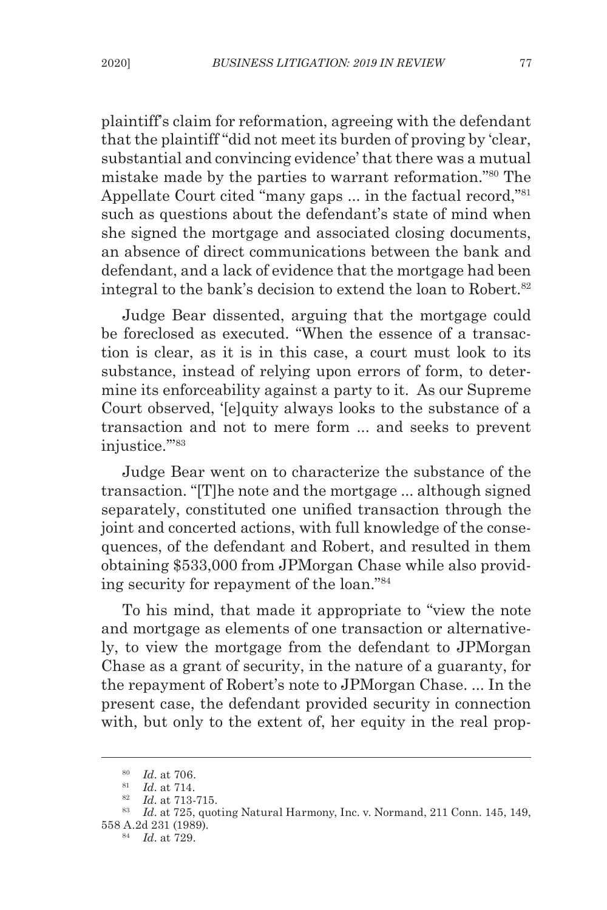plaintiff's claim for reformation, agreeing with the defendant that the plaintiff "did not meet its burden of proving by 'clear, substantial and convincing evidence' that there was a mutual mistake made by the parties to warrant reformation."[80] The Appellate Court cited "many gaps ... in the factual record,"[81] such as questions about the defendant's state of mind when she signed the mortgage and associated closing documents, an absence of direct communications between the bank and defendant, and a lack of evidence that the mortgage had been integral to the bank's decision to extend the loan to Robert.[82]

Judge Bear dissented, arguing that the mortgage could be foreclosed as executed. "When the essence of a transaction is clear, as it is in this case, a court must look to its substance, instead of relying upon errors of form, to determine its enforceability against a party to it. As our Supreme Court observed, '[e]quity always looks to the substance of a transaction and not to mere form ... and seeks to prevent injustice.'"[83]

Judge Bear went on to characterize the substance of the transaction. "[T]he note and the mortgage ... although signed separately, constituted one unified transaction through the joint and concerted actions, with full knowledge of the consequences, of the defendant and Robert, and resulted in them obtaining $533,000 from JPMorgan Chase while also providing security for repayment of the loan."[84]

To his mind, that made it appropriate to "view the note and mortgage as elements of one transaction or alternatively, to view the mortgage from the defendant to JPMorgan Chase as a grant of security, in the nature of a guaranty, for the repayment of Robert's note to JPMorgan Chase. ... In the present case, the defendant provided security in connection with, but only to the extent of, her equity in the real prop-

---

[80] *Id.* at 706.

[81] *Id.* at 714.

[82] *Id.* at 713-715.

[83] *Id.* at 725, quoting Natural Harmony, Inc. v. Normand, 211 Conn. 145, 149, 558 A.2d 231 (1989).

[84] *Id.* at 729.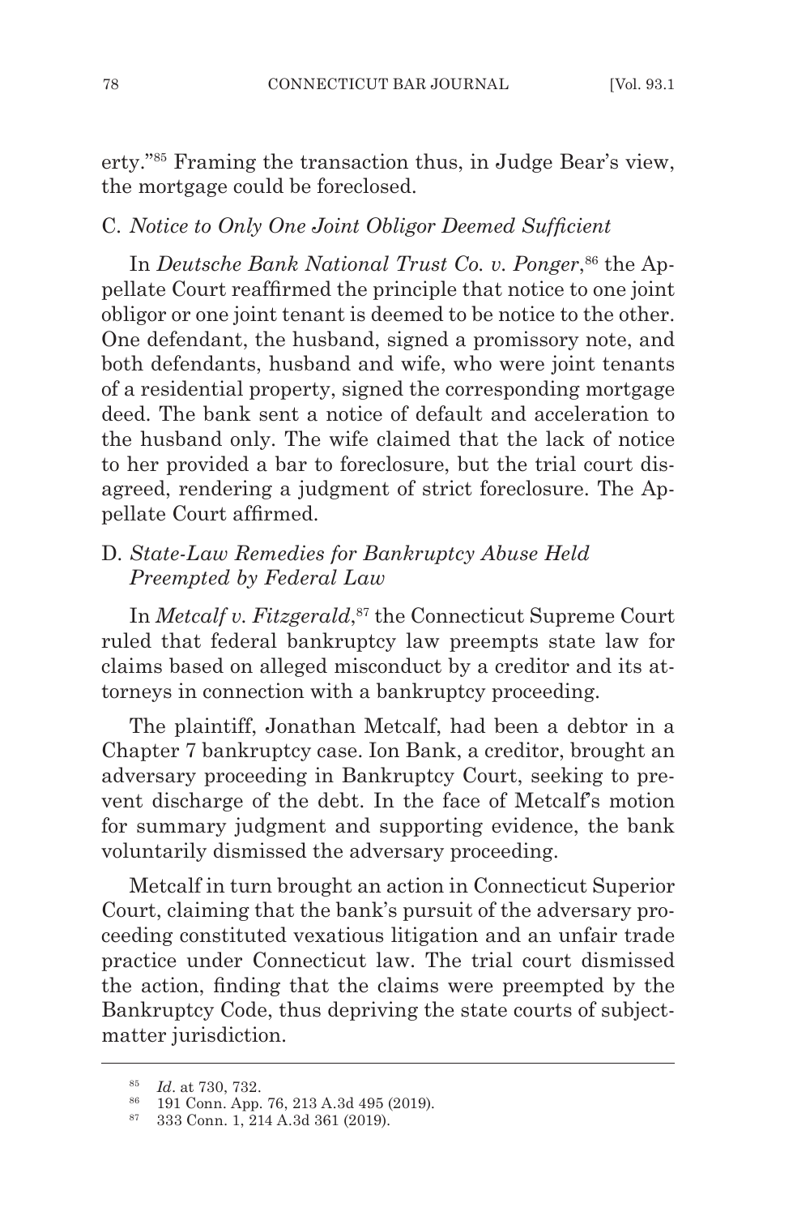erty."[85] Framing the transaction thus, in Judge Bear's view, the mortgage could be foreclosed.

### C. *Notice to Only One Joint Obligor Deemed Sufficient*

In *Deutsche Bank National Trust Co. v. Ponger*,[86] the Appellate Court reaffirmed the principle that notice to one joint obligor or one joint tenant is deemed to be notice to the other. One defendant, the husband, signed a promissory note, and both defendants, husband and wife, who were joint tenants of a residential property, signed the corresponding mortgage deed. The bank sent a notice of default and acceleration to the husband only. The wife claimed that the lack of notice to her provided a bar to foreclosure, but the trial court disagreed, rendering a judgment of strict foreclosure. The Appellate Court affirmed.

### D. *State-Law Remedies for Bankruptcy Abuse Held Preempted by Federal Law*

In *Metcalf v. Fitzgerald*,[87] the Connecticut Supreme Court ruled that federal bankruptcy law preempts state law for claims based on alleged misconduct by a creditor and its attorneys in connection with a bankruptcy proceeding.

The plaintiff, Jonathan Metcalf, had been a debtor in a Chapter 7 bankruptcy case. Ion Bank, a creditor, brought an adversary proceeding in Bankruptcy Court, seeking to prevent discharge of the debt. In the face of Metcalf's motion for summary judgment and supporting evidence, the bank voluntarily dismissed the adversary proceeding.

Metcalf in turn brought an action in Connecticut Superior Court, claiming that the bank's pursuit of the adversary proceeding constituted vexatious litigation and an unfair trade practice under Connecticut law. The trial court dismissed the action, finding that the claims were preempted by the Bankruptcy Code, thus depriving the state courts of subject-matter jurisdiction.

---

[85] *Id*. at 730, 732.

[86] 191 Conn. App. 76, 213 A.3d 495 (2019).

[87] 333 Conn. 1, 214 A.3d 361 (2019).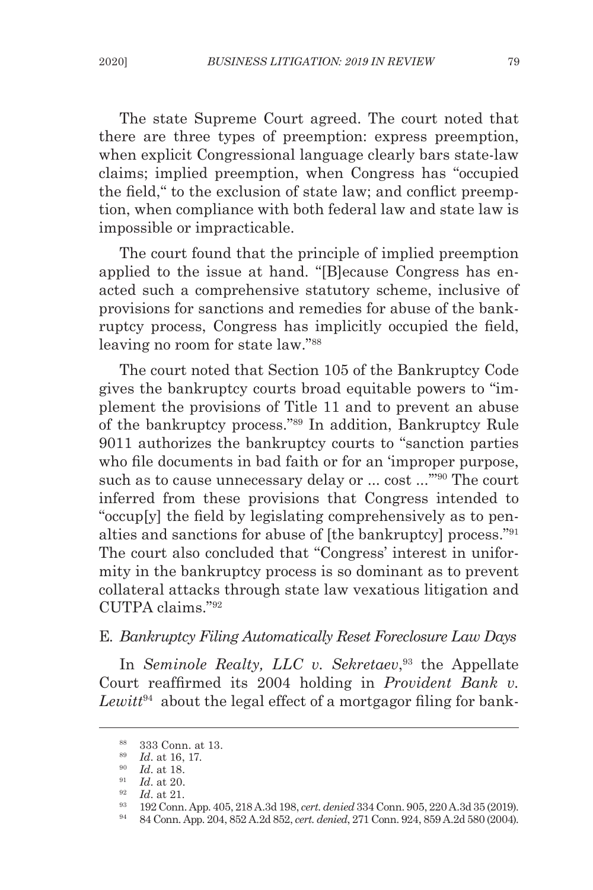The state Supreme Court agreed. The court noted that there are three types of preemption: express preemption, when explicit Congressional language clearly bars state-law claims; implied preemption, when Congress has "occupied the field," to the exclusion of state law; and conflict preemption, when compliance with both federal law and state law is impossible or impracticable.

The court found that the principle of implied preemption applied to the issue at hand. "[B]ecause Congress has enacted such a comprehensive statutory scheme, inclusive of provisions for sanctions and remedies for abuse of the bankruptcy process, Congress has implicitly occupied the field, leaving no room for state law."[88]

The court noted that Section 105 of the Bankruptcy Code gives the bankruptcy courts broad equitable powers to "implement the provisions of Title 11 and to prevent an abuse of the bankruptcy process."[89] In addition, Bankruptcy Rule 9011 authorizes the bankruptcy courts to "sanction parties who file documents in bad faith or for an 'improper purpose, such as to cause unnecessary delay or ... cost ...'"[90] The court inferred from these provisions that Congress intended to "occup[y] the field by legislating comprehensively as to penalties and sanctions for abuse of [the bankruptcy] process."[91] The court also concluded that "Congress' interest in uniformity in the bankruptcy process is so dominant as to prevent collateral attacks through state law vexatious litigation and CUTPA claims."[92]

### E. *Bankruptcy Filing Automatically Reset Foreclosure Law Days*

In *Seminole Realty, LLC v. Sekretaev*,[93] the Appellate Court reaffirmed its 2004 holding in *Provident Bank v. Lewitt*[94] about the legal effect of a mortgagor filing for bank-

---

[88] 333 Conn. at 13.

[89] *Id*. at 16, 17.

[90] *Id*. at 18.

[91] *Id*. at 20.

[92] *Id*. at 21.

[93] 192 Conn. App. 405, 218 A.3d 198, *cert. denied* 334 Conn. 905, 220 A.3d 35 (2019).

[94] 84 Conn. App. 204, 852 A.2d 852, *cert. denied*, 271 Conn. 924, 859 A.2d 580 (2004).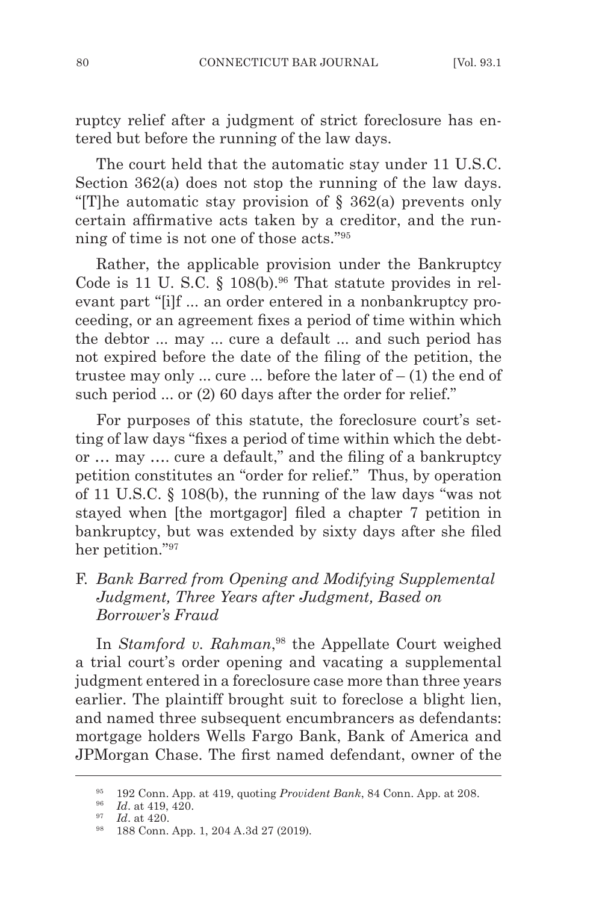ruptcy relief after a judgment of strict foreclosure has entered but before the running of the law days.

The court held that the automatic stay under 11 U.S.C. Section 362(a) does not stop the running of the law days. "[T]he automatic stay provision of § 362(a) prevents only certain affirmative acts taken by a creditor, and the running of time is not one of those acts."[95]

Rather, the applicable provision under the Bankruptcy Code is 11 U. S.C. § 108(b).[96] That statute provides in relevant part "[i]f ... an order entered in a nonbankruptcy proceeding, or an agreement fixes a period of time within which the debtor ... may ... cure a default ... and such period has not expired before the date of the filing of the petition, the trustee may only ... cure ... before the later of – (1) the end of such period ... or (2) 60 days after the order for relief."

For purposes of this statute, the foreclosure court's setting of law days "fixes a period of time within which the debtor … may …. cure a default," and the filing of a bankruptcy petition constitutes an "order for relief." Thus, by operation of 11 U.S.C. § 108(b), the running of the law days "was not stayed when [the mortgagor] filed a chapter 7 petition in bankruptcy, but was extended by sixty days after she filed her petition."[97]

### F. *Bank Barred from Opening and Modifying Supplemental Judgment, Three Years after Judgment, Based on Borrower's Fraud*

In *Stamford v. Rahman*,[98] the Appellate Court weighed a trial court's order opening and vacating a supplemental judgment entered in a foreclosure case more than three years earlier. The plaintiff brought suit to foreclose a blight lien, and named three subsequent encumbrancers as defendants: mortgage holders Wells Fargo Bank, Bank of America and JPMorgan Chase. The first named defendant, owner of the

---

[95] 192 Conn. App. at 419, quoting *Provident Bank*, 84 Conn. App. at 208.

[96] *Id*. at 419, 420.

[97] *Id*. at 420.

[98] 188 Conn. App. 1, 204 A.3d 27 (2019).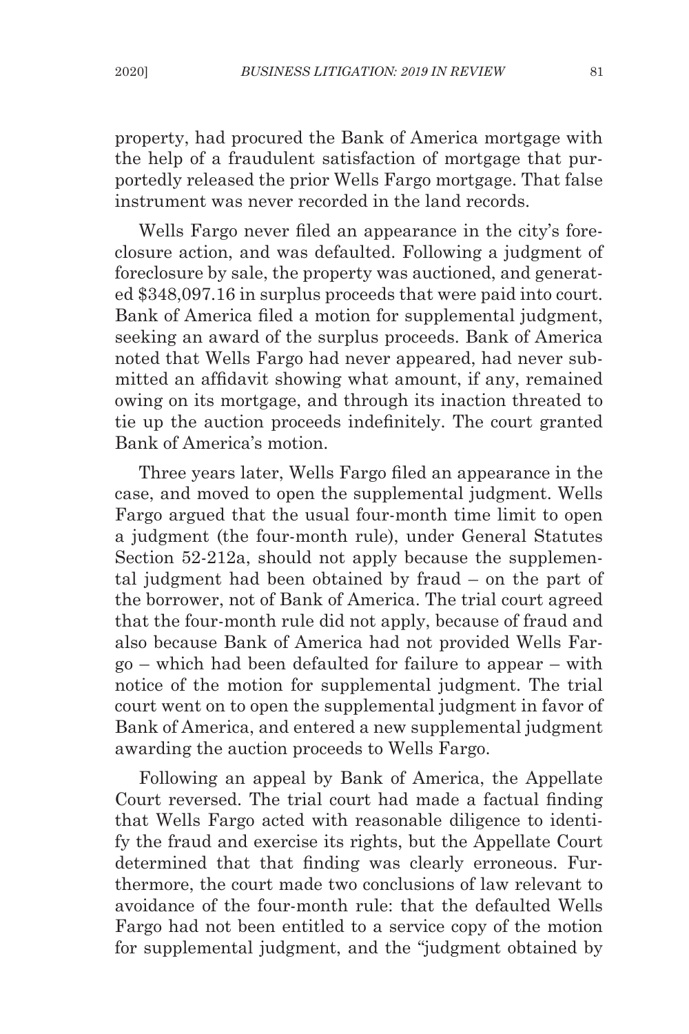property, had procured the Bank of America mortgage with the help of a fraudulent satisfaction of mortgage that purportedly released the prior Wells Fargo mortgage. That false instrument was never recorded in the land records.

Wells Fargo never filed an appearance in the city's foreclosure action, and was defaulted. Following a judgment of foreclosure by sale, the property was auctioned, and generated $348,097.16 in surplus proceeds that were paid into court. Bank of America filed a motion for supplemental judgment, seeking an award of the surplus proceeds. Bank of America noted that Wells Fargo had never appeared, had never submitted an affidavit showing what amount, if any, remained owing on its mortgage, and through its inaction threated to tie up the auction proceeds indefinitely. The court granted Bank of America's motion.

Three years later, Wells Fargo filed an appearance in the case, and moved to open the supplemental judgment. Wells Fargo argued that the usual four-month time limit to open a judgment (the four-month rule), under General Statutes Section 52-212a, should not apply because the supplemental judgment had been obtained by fraud – on the part of the borrower, not of Bank of America. The trial court agreed that the four-month rule did not apply, because of fraud and also because Bank of America had not provided Wells Fargo – which had been defaulted for failure to appear – with notice of the motion for supplemental judgment. The trial court went on to open the supplemental judgment in favor of Bank of America, and entered a new supplemental judgment awarding the auction proceeds to Wells Fargo.

Following an appeal by Bank of America, the Appellate Court reversed. The trial court had made a factual finding that Wells Fargo acted with reasonable diligence to identify the fraud and exercise its rights, but the Appellate Court determined that that finding was clearly erroneous. Furthermore, the court made two conclusions of law relevant to avoidance of the four-month rule: that the defaulted Wells Fargo had not been entitled to a service copy of the motion for supplemental judgment, and the "judgment obtained by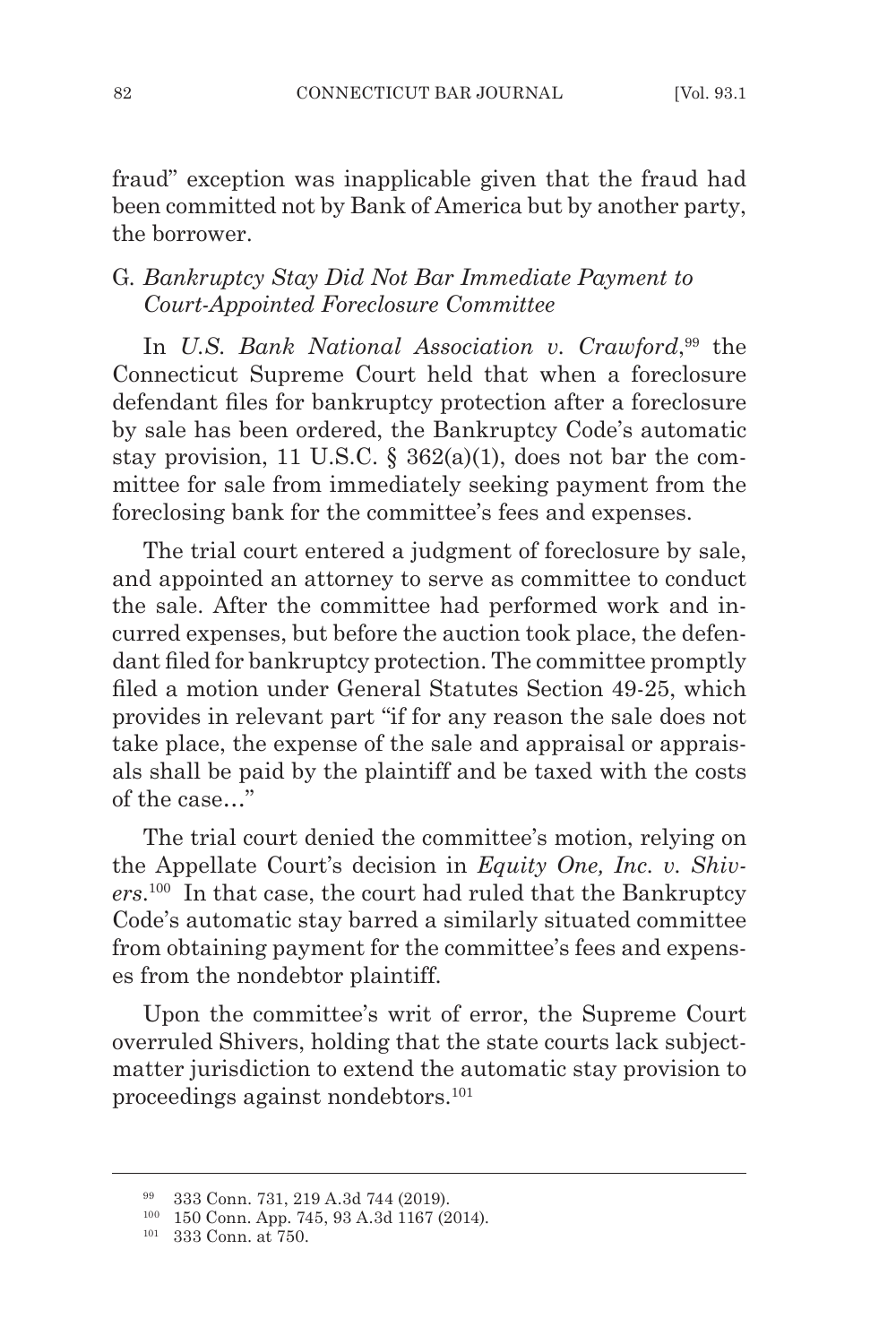fraud" exception was inapplicable given that the fraud had been committed not by Bank of America but by another party, the borrower.

### G. *Bankruptcy Stay Did Not Bar Immediate Payment to Court-Appointed Foreclosure Committee*

In *U.S. Bank National Association v. Crawford*,[99] the Connecticut Supreme Court held that when a foreclosure defendant files for bankruptcy protection after a foreclosure by sale has been ordered, the Bankruptcy Code's automatic stay provision, 11 U.S.C. § 362(a)(1), does not bar the committee for sale from immediately seeking payment from the foreclosing bank for the committee's fees and expenses.

The trial court entered a judgment of foreclosure by sale, and appointed an attorney to serve as committee to conduct the sale. After the committee had performed work and incurred expenses, but before the auction took place, the defendant filed for bankruptcy protection. The committee promptly filed a motion under General Statutes Section 49-25, which provides in relevant part "if for any reason the sale does not take place, the expense of the sale and appraisal or appraisals shall be paid by the plaintiff and be taxed with the costs of the case…"

The trial court denied the committee's motion, relying on the Appellate Court's decision in *Equity One, Inc. v. Shivers*.[100] In that case, the court had ruled that the Bankruptcy Code's automatic stay barred a similarly situated committee from obtaining payment for the committee's fees and expenses from the nondebtor plaintiff.

Upon the committee's writ of error, the Supreme Court overruled Shivers, holding that the state courts lack subject-matter jurisdiction to extend the automatic stay provision to proceedings against nondebtors.[101]

---

[99] 333 Conn. 731, 219 A.3d 744 (2019).

[100] 150 Conn. App. 745, 93 A.3d 1167 (2014).

[101] 333 Conn. at 750.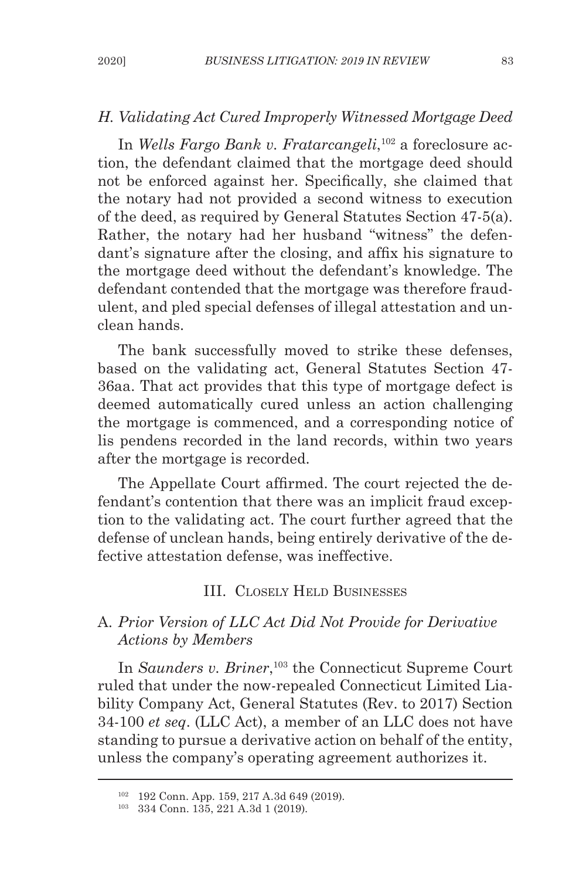### H. *Validating Act Cured Improperly Witnessed Mortgage Deed*

In *Wells Fargo Bank v. Fratarcangeli*,[102] a foreclosure action, the defendant claimed that the mortgage deed should not be enforced against her. Specifically, she claimed that the notary had not provided a second witness to execution of the deed, as required by General Statutes Section 47-5(a). Rather, the notary had her husband "witness" the defendant's signature after the closing, and affix his signature to the mortgage deed without the defendant's knowledge. The defendant contended that the mortgage was therefore fraudulent, and pled special defenses of illegal attestation and unclean hands.

The bank successfully moved to strike these defenses, based on the validating act, General Statutes Section 47-36aa. That act provides that this type of mortgage defect is deemed automatically cured unless an action challenging the mortgage is commenced, and a corresponding notice of lis pendens recorded in the land records, within two years after the mortgage is recorded.

The Appellate Court affirmed. The court rejected the defendant's contention that there was an implicit fraud exception to the validating act. The court further agreed that the defense of unclean hands, being entirely derivative of the defective attestation defense, was ineffective.

## III. Closely Held Businesses

### A. *Prior Version of LLC Act Did Not Provide for Derivative Actions by Members*

In *Saunders v. Briner*,[103] the Connecticut Supreme Court ruled that under the now-repealed Connecticut Limited Liability Company Act, General Statutes (Rev. to 2017) Section 34-100 *et seq*. (LLC Act), a member of an LLC does not have standing to pursue a derivative action on behalf of the entity, unless the company's operating agreement authorizes it.

---

[102] 192 Conn. App. 159, 217 A.3d 649 (2019).

[103] 334 Conn. 135, 221 A.3d 1 (2019).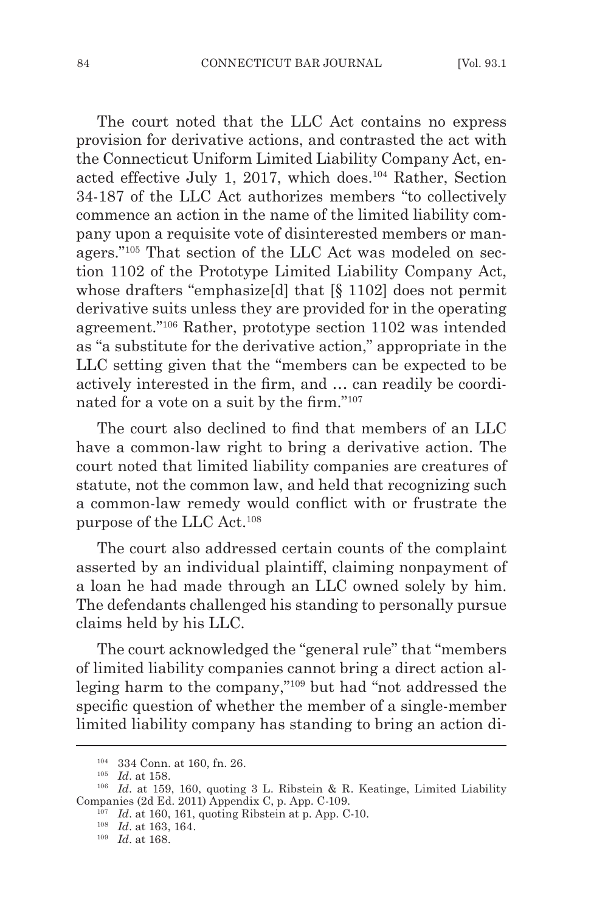The court noted that the LLC Act contains no express provision for derivative actions, and contrasted the act with the Connecticut Uniform Limited Liability Company Act, enacted effective July 1, 2017, which does.[104] Rather, Section 34-187 of the LLC Act authorizes members "to collectively commence an action in the name of the limited liability company upon a requisite vote of disinterested members or managers."[105] That section of the LLC Act was modeled on section 1102 of the Prototype Limited Liability Company Act, whose drafters "emphasize[d] that [§ 1102] does not permit derivative suits unless they are provided for in the operating agreement."[106] Rather, prototype section 1102 was intended as "a substitute for the derivative action," appropriate in the LLC setting given that the "members can be expected to be actively interested in the firm, and … can readily be coordinated for a vote on a suit by the firm."[107]

The court also declined to find that members of an LLC have a common-law right to bring a derivative action. The court noted that limited liability companies are creatures of statute, not the common law, and held that recognizing such a common-law remedy would conflict with or frustrate the purpose of the LLC Act.[108]

The court also addressed certain counts of the complaint asserted by an individual plaintiff, claiming nonpayment of a loan he had made through an LLC owned solely by him. The defendants challenged his standing to personally pursue claims held by his LLC.

The court acknowledged the "general rule" that "members of limited liability companies cannot bring a direct action alleging harm to the company,"[109] but had "not addressed the specific question of whether the member of a single-member limited liability company has standing to bring an action di-

---

[104] 334 Conn. at 160, fn. 26.

[105] *Id*. at 158.

[106] *Id*. at 159, 160, quoting 3 L. Ribstein & R. Keatinge, Limited Liability Companies (2d Ed. 2011) Appendix C, p. App. C-109.

[107] *Id*. at 160, 161, quoting Ribstein at p. App. C-10.

[108] *Id*. at 163, 164.

[109] *Id*. at 168.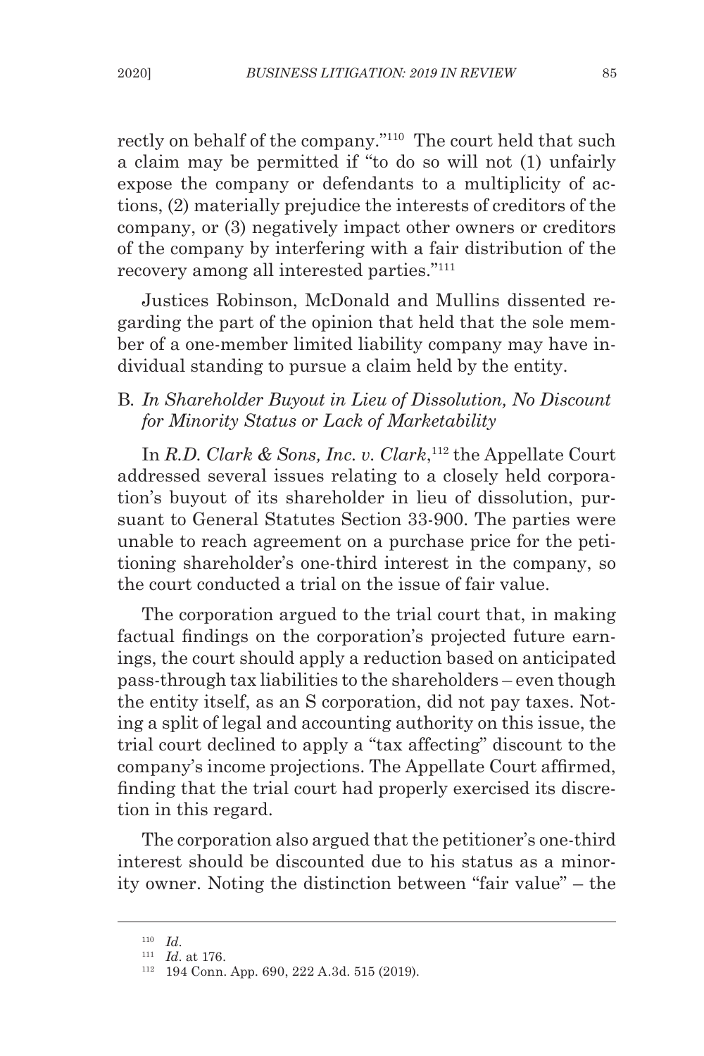rectly on behalf of the company."[110] The court held that such a claim may be permitted if "to do so will not (1) unfairly expose the company or defendants to a multiplicity of actions, (2) materially prejudice the interests of creditors of the company, or (3) negatively impact other owners or creditors of the company by interfering with a fair distribution of the recovery among all interested parties."[111]

Justices Robinson, McDonald and Mullins dissented regarding the part of the opinion that held that the sole member of a one-member limited liability company may have individual standing to pursue a claim held by the entity.

### B. *In Shareholder Buyout in Lieu of Dissolution, No Discount for Minority Status or Lack of Marketability*

In *R.D. Clark & Sons, Inc. v. Clark*,[112] the Appellate Court addressed several issues relating to a closely held corporation's buyout of its shareholder in lieu of dissolution, pursuant to General Statutes Section 33-900. The parties were unable to reach agreement on a purchase price for the petitioning shareholder's one-third interest in the company, so the court conducted a trial on the issue of fair value.

The corporation argued to the trial court that, in making factual findings on the corporation's projected future earnings, the court should apply a reduction based on anticipated pass-through tax liabilities to the shareholders – even though the entity itself, as an S corporation, did not pay taxes. Noting a split of legal and accounting authority on this issue, the trial court declined to apply a "tax affecting" discount to the company's income projections. The Appellate Court affirmed, finding that the trial court had properly exercised its discretion in this regard.

The corporation also argued that the petitioner's one-third interest should be discounted due to his status as a minority owner. Noting the distinction between "fair value" – the

---

[110] *Id*.

[111] *Id*. at 176.

[112] 194 Conn. App. 690, 222 A.3d. 515 (2019).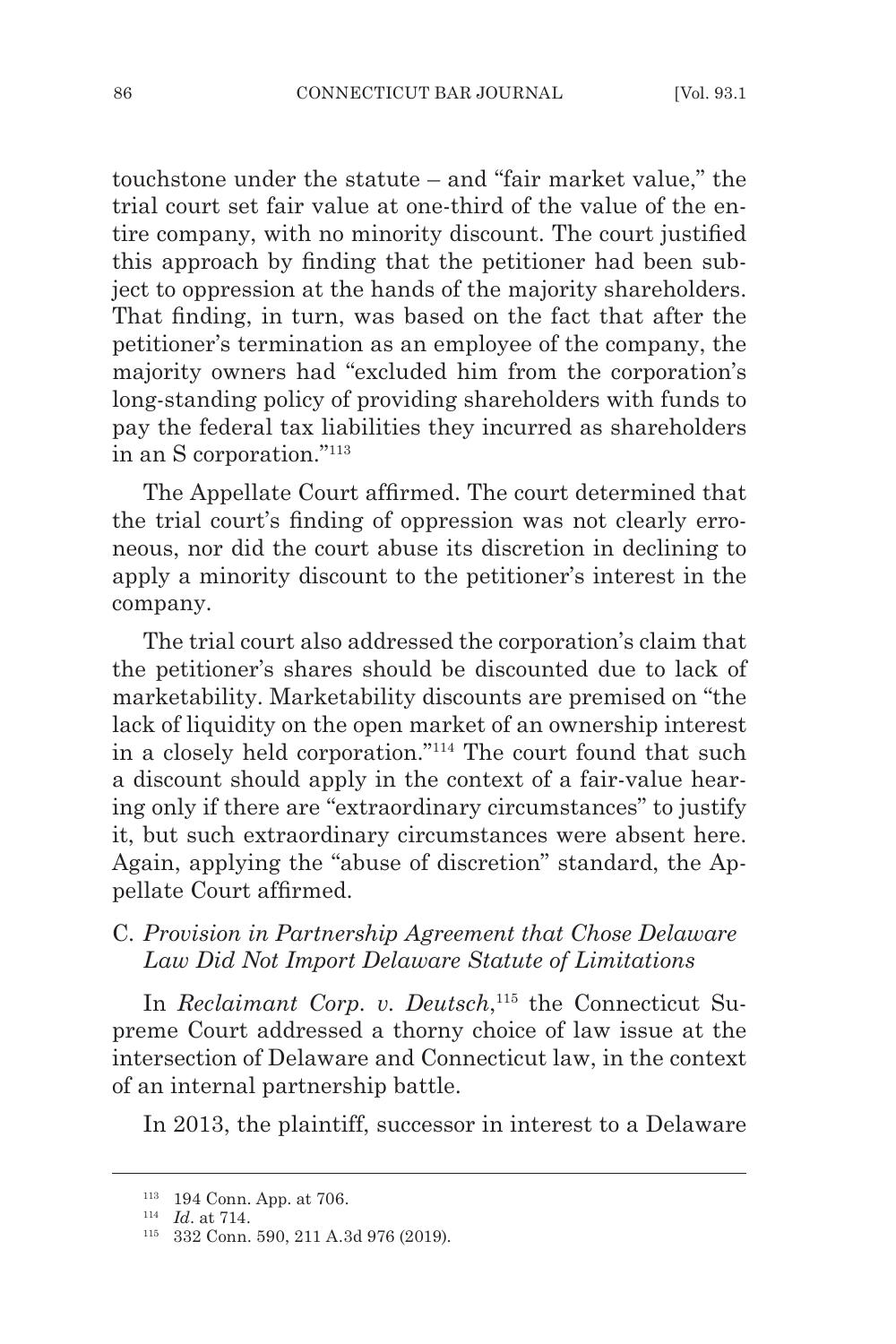touchstone under the statute – and "fair market value," the trial court set fair value at one-third of the value of the entire company, with no minority discount. The court justified this approach by finding that the petitioner had been subject to oppression at the hands of the majority shareholders. That finding, in turn, was based on the fact that after the petitioner's termination as an employee of the company, the majority owners had "excluded him from the corporation's long-standing policy of providing shareholders with funds to pay the federal tax liabilities they incurred as shareholders in an S corporation."[113]

The Appellate Court affirmed. The court determined that the trial court's finding of oppression was not clearly erroneous, nor did the court abuse its discretion in declining to apply a minority discount to the petitioner's interest in the company.

The trial court also addressed the corporation's claim that the petitioner's shares should be discounted due to lack of marketability. Marketability discounts are premised on "the lack of liquidity on the open market of an ownership interest in a closely held corporation."[114] The court found that such a discount should apply in the context of a fair-value hearing only if there are "extraordinary circumstances" to justify it, but such extraordinary circumstances were absent here. Again, applying the "abuse of discretion" standard, the Appellate Court affirmed.

### C. *Provision in Partnership Agreement that Chose Delaware Law Did Not Import Delaware Statute of Limitations*

In *Reclaimant Corp. v. Deutsch*,[115] the Connecticut Supreme Court addressed a thorny choice of law issue at the intersection of Delaware and Connecticut law, in the context of an internal partnership battle.

In 2013, the plaintiff, successor in interest to a Delaware

---

[113] 194 Conn. App. at 706.

[114] *Id*. at 714.

[115] 332 Conn. 590, 211 A.3d 976 (2019).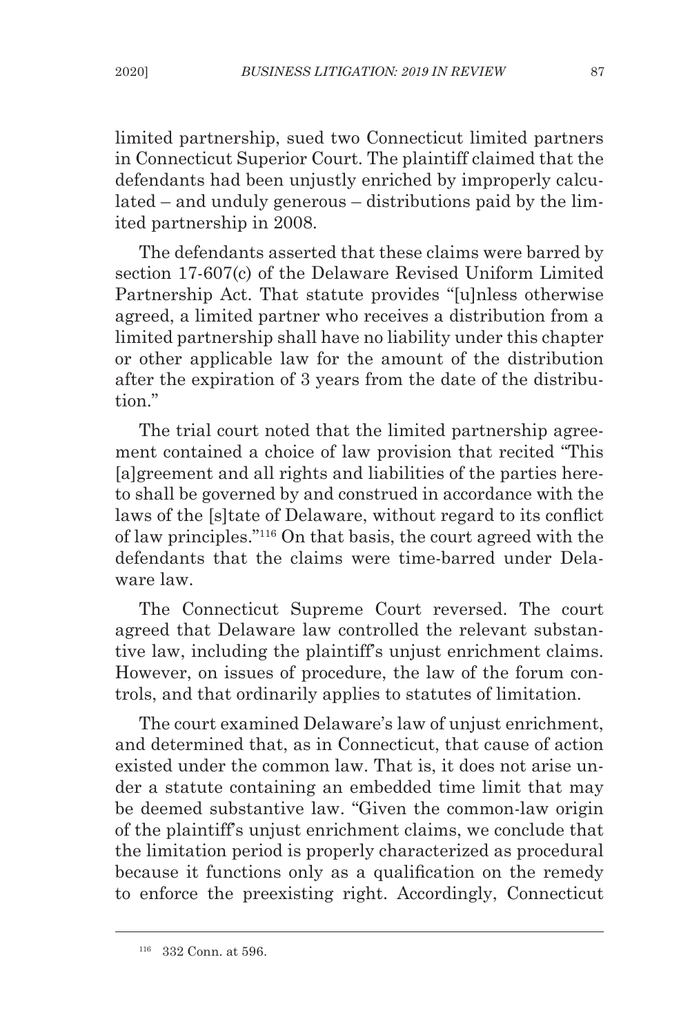limited partnership, sued two Connecticut limited partners in Connecticut Superior Court. The plaintiff claimed that the defendants had been unjustly enriched by improperly calculated – and unduly generous – distributions paid by the limited partnership in 2008.

The defendants asserted that these claims were barred by section 17-607(c) of the Delaware Revised Uniform Limited Partnership Act. That statute provides "[u]nless otherwise agreed, a limited partner who receives a distribution from a limited partnership shall have no liability under this chapter or other applicable law for the amount of the distribution after the expiration of 3 years from the date of the distribution."

The trial court noted that the limited partnership agreement contained a choice of law provision that recited "This [a]greement and all rights and liabilities of the parties hereto shall be governed by and construed in accordance with the laws of the [s]tate of Delaware, without regard to its conflict of law principles."[116] On that basis, the court agreed with the defendants that the claims were time-barred under Delaware law.

The Connecticut Supreme Court reversed. The court agreed that Delaware law controlled the relevant substantive law, including the plaintiff's unjust enrichment claims. However, on issues of procedure, the law of the forum controls, and that ordinarily applies to statutes of limitation.

The court examined Delaware's law of unjust enrichment, and determined that, as in Connecticut, that cause of action existed under the common law. That is, it does not arise under a statute containing an embedded time limit that may be deemed substantive law. "Given the common-law origin of the plaintiff's unjust enrichment claims, we conclude that the limitation period is properly characterized as procedural because it functions only as a qualification on the remedy to enforce the preexisting right. Accordingly, Connecticut

---

[116] 332 Conn. at 596.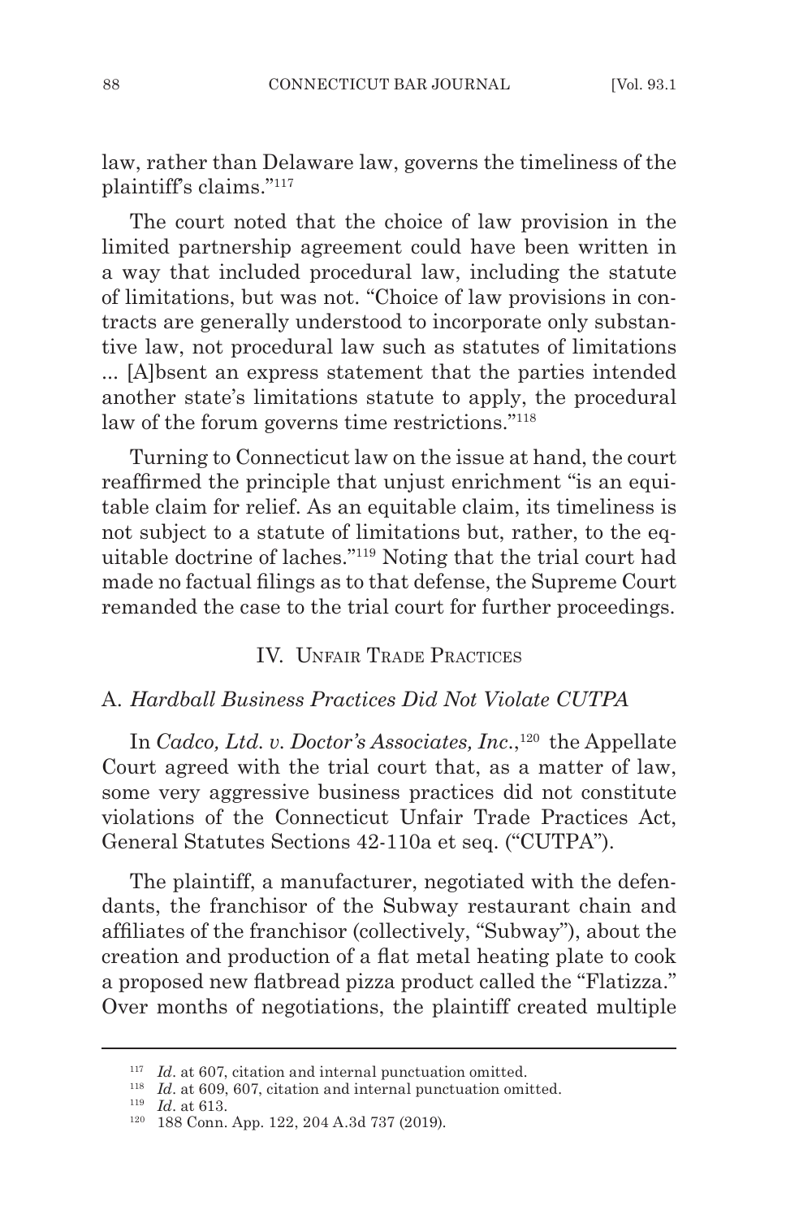law, rather than Delaware law, governs the timeliness of the plaintiff's claims."[117]

The court noted that the choice of law provision in the limited partnership agreement could have been written in a way that included procedural law, including the statute of limitations, but was not. "Choice of law provisions in contracts are generally understood to incorporate only substantive law, not procedural law such as statutes of limitations ... [A]bsent an express statement that the parties intended another state's limitations statute to apply, the procedural law of the forum governs time restrictions."[118]

Turning to Connecticut law on the issue at hand, the court reaffirmed the principle that unjust enrichment "is an equitable claim for relief. As an equitable claim, its timeliness is not subject to a statute of limitations but, rather, to the equitable doctrine of laches."[119] Noting that the trial court had made no factual filings as to that defense, the Supreme Court remanded the case to the trial court for further proceedings.

## IV. Unfair Trade Practices

### A. *Hardball Business Practices Did Not Violate CUTPA*

In *Cadco, Ltd. v. Doctor's Associates, Inc.*,[120] the Appellate Court agreed with the trial court that, as a matter of law, some very aggressive business practices did not constitute violations of the Connecticut Unfair Trade Practices Act, General Statutes Sections 42-110a et seq. ("CUTPA").

The plaintiff, a manufacturer, negotiated with the defendants, the franchisor of the Subway restaurant chain and affiliates of the franchisor (collectively, "Subway"), about the creation and production of a flat metal heating plate to cook a proposed new flatbread pizza product called the "Flatizza." Over months of negotiations, the plaintiff created multiple

---

[117] *Id*. at 607, citation and internal punctuation omitted.

[118] *Id*. at 609, 607, citation and internal punctuation omitted.

[119] *Id*. at 613.

[120] 188 Conn. App. 122, 204 A.3d 737 (2019).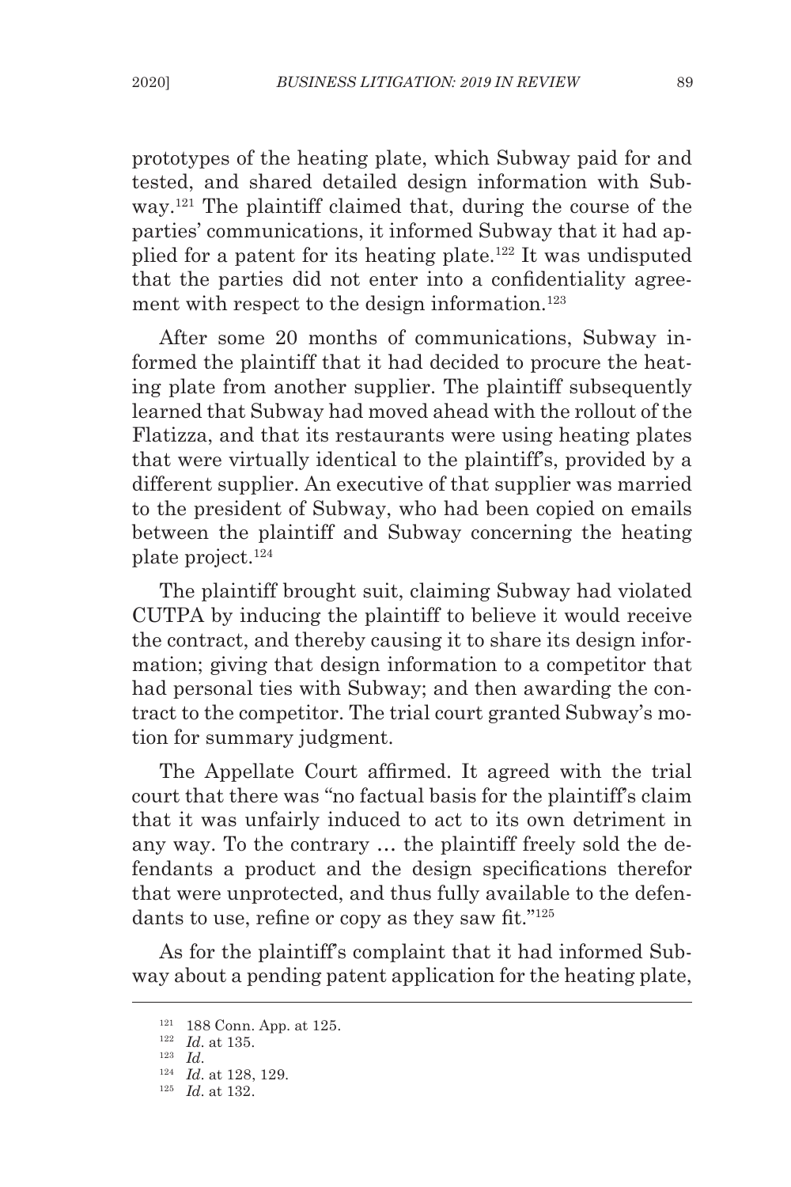prototypes of the heating plate, which Subway paid for and tested, and shared detailed design information with Subway.[121] The plaintiff claimed that, during the course of the parties' communications, it informed Subway that it had applied for a patent for its heating plate.[122] It was undisputed that the parties did not enter into a confidentiality agreement with respect to the design information.[123]

After some 20 months of communications, Subway informed the plaintiff that it had decided to procure the heating plate from another supplier. The plaintiff subsequently learned that Subway had moved ahead with the rollout of the Flatizza, and that its restaurants were using heating plates that were virtually identical to the plaintiff's, provided by a different supplier. An executive of that supplier was married to the president of Subway, who had been copied on emails between the plaintiff and Subway concerning the heating plate project.[124]

The plaintiff brought suit, claiming Subway had violated CUTPA by inducing the plaintiff to believe it would receive the contract, and thereby causing it to share its design information; giving that design information to a competitor that had personal ties with Subway; and then awarding the contract to the competitor. The trial court granted Subway's motion for summary judgment.

The Appellate Court affirmed. It agreed with the trial court that there was "no factual basis for the plaintiff's claim that it was unfairly induced to act to its own detriment in any way. To the contrary … the plaintiff freely sold the defendants a product and the design specifications therefor that were unprotected, and thus fully available to the defendants to use, refine or copy as they saw fit."[125]

As for the plaintiff's complaint that it had informed Subway about a pending patent application for the heating plate,

---

[121] 188 Conn. App. at 125.

[122] *Id.* at 135.

[123] *Id.*

[124] *Id.* at 128, 129.

[125] *Id.* at 132.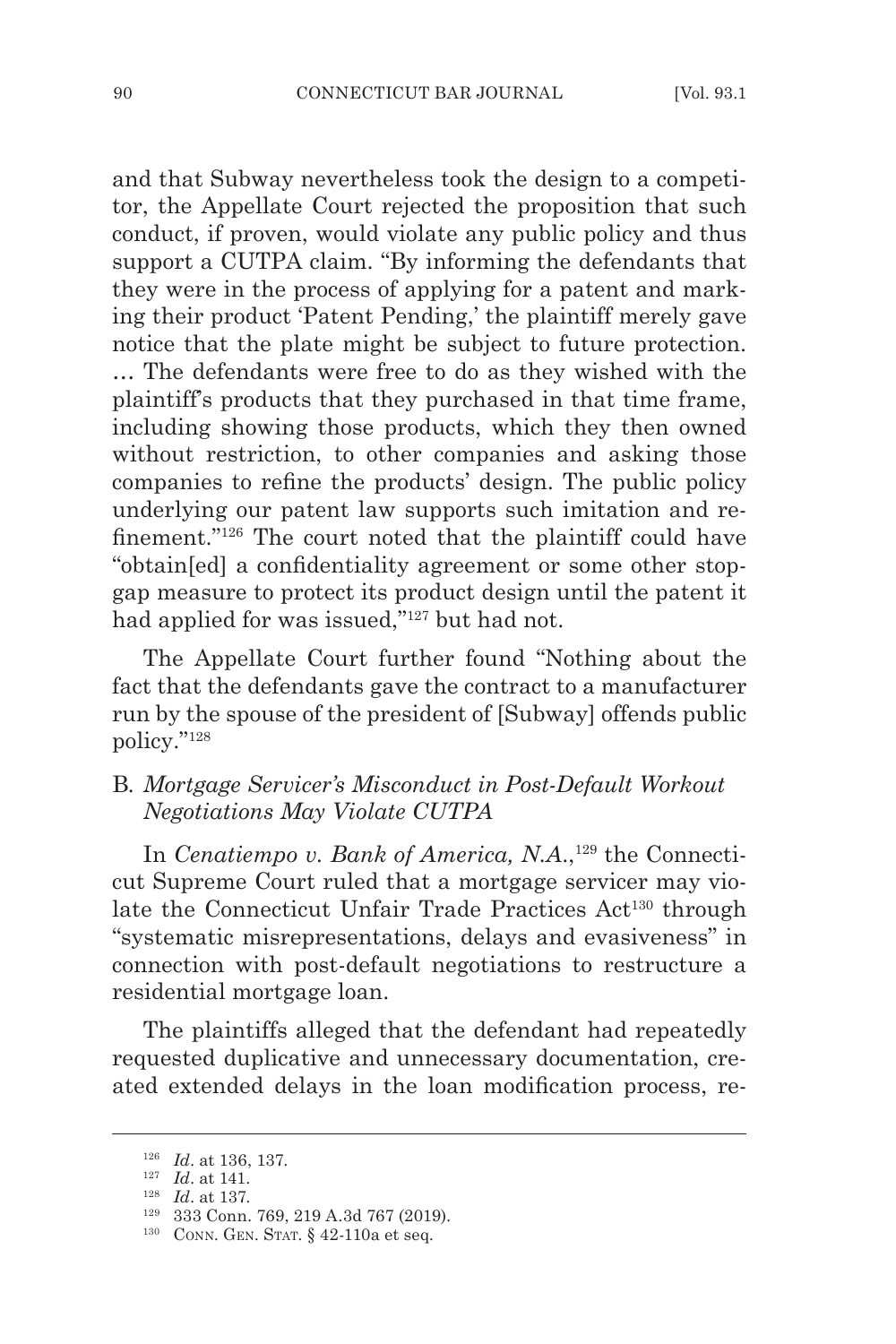and that Subway nevertheless took the design to a competitor, the Appellate Court rejected the proposition that such conduct, if proven, would violate any public policy and thus support a CUTPA claim. "By informing the defendants that they were in the process of applying for a patent and marking their product 'Patent Pending,' the plaintiff merely gave notice that the plate might be subject to future protection. … The defendants were free to do as they wished with the plaintiff's products that they purchased in that time frame, including showing those products, which they then owned without restriction, to other companies and asking those companies to refine the products' design. The public policy underlying our patent law supports such imitation and refinement."[126] The court noted that the plaintiff could have "obtain[ed] a confidentiality agreement or some other stopgap measure to protect its product design until the patent it had applied for was issued,"[127] but had not.

The Appellate Court further found "Nothing about the fact that the defendants gave the contract to a manufacturer run by the spouse of the president of [Subway] offends public policy."[128]

### B. *Mortgage Servicer's Misconduct in Post-Default Workout Negotiations May Violate CUTPA*

In *Cenatiempo v. Bank of America, N.A.*,[129] the Connecticut Supreme Court ruled that a mortgage servicer may violate the Connecticut Unfair Trade Practices Act[130] through "systematic misrepresentations, delays and evasiveness" in connection with post-default negotiations to restructure a residential mortgage loan.

The plaintiffs alleged that the defendant had repeatedly requested duplicative and unnecessary documentation, created extended delays in the loan modification process, re-

---

[126] *Id*. at 136, 137.

[127] *Id*. at 141.

[128] *Id*. at 137.

[129] 333 Conn. 769, 219 A.3d 767 (2019).

[130] Conn. Gen. Stat. § 42-110a et seq.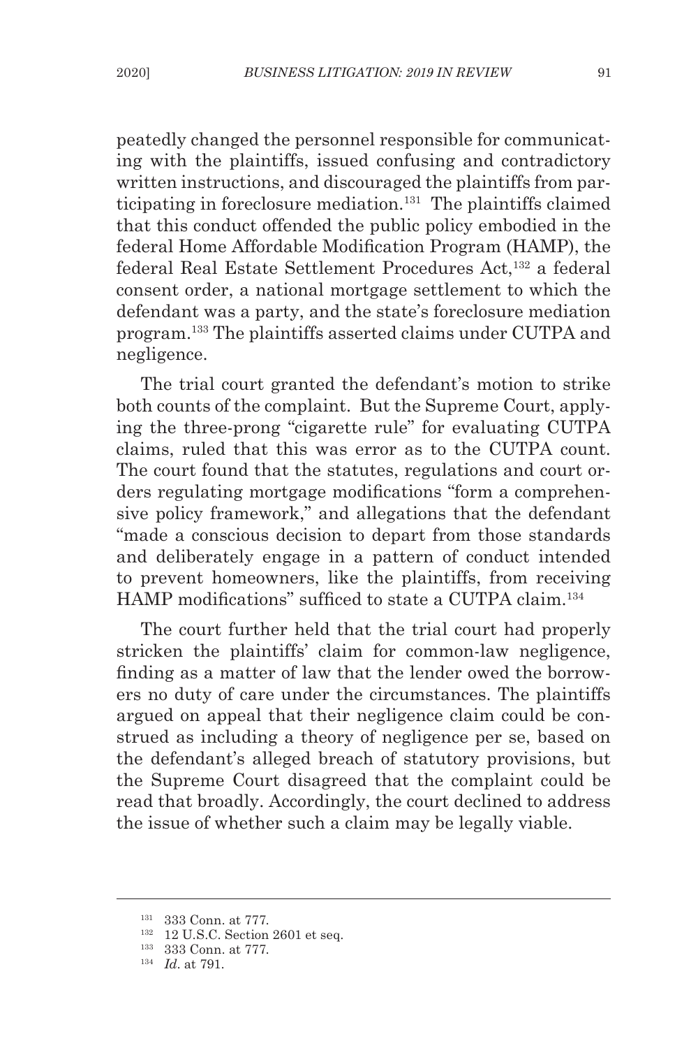peatedly changed the personnel responsible for communicating with the plaintiffs, issued confusing and contradictory written instructions, and discouraged the plaintiffs from participating in foreclosure mediation.[131] The plaintiffs claimed that this conduct offended the public policy embodied in the federal Home Affordable Modification Program (HAMP), the federal Real Estate Settlement Procedures Act,[132] a federal consent order, a national mortgage settlement to which the defendant was a party, and the state's foreclosure mediation program.[133] The plaintiffs asserted claims under CUTPA and negligence.

The trial court granted the defendant's motion to strike both counts of the complaint. But the Supreme Court, applying the three-prong "cigarette rule" for evaluating CUTPA claims, ruled that this was error as to the CUTPA count. The court found that the statutes, regulations and court orders regulating mortgage modifications "form a comprehensive policy framework," and allegations that the defendant "made a conscious decision to depart from those standards and deliberately engage in a pattern of conduct intended to prevent homeowners, like the plaintiffs, from receiving HAMP modifications" sufficed to state a CUTPA claim.[134]

The court further held that the trial court had properly stricken the plaintiffs' claim for common-law negligence, finding as a matter of law that the lender owed the borrowers no duty of care under the circumstances. The plaintiffs argued on appeal that their negligence claim could be construed as including a theory of negligence per se, based on the defendant's alleged breach of statutory provisions, but the Supreme Court disagreed that the complaint could be read that broadly. Accordingly, the court declined to address the issue of whether such a claim may be legally viable.

---

[131] 333 Conn. at 777.

[132] 12 U.S.C. Section 2601 et seq.

[133] 333 Conn. at 777.

[134] *Id*. at 791.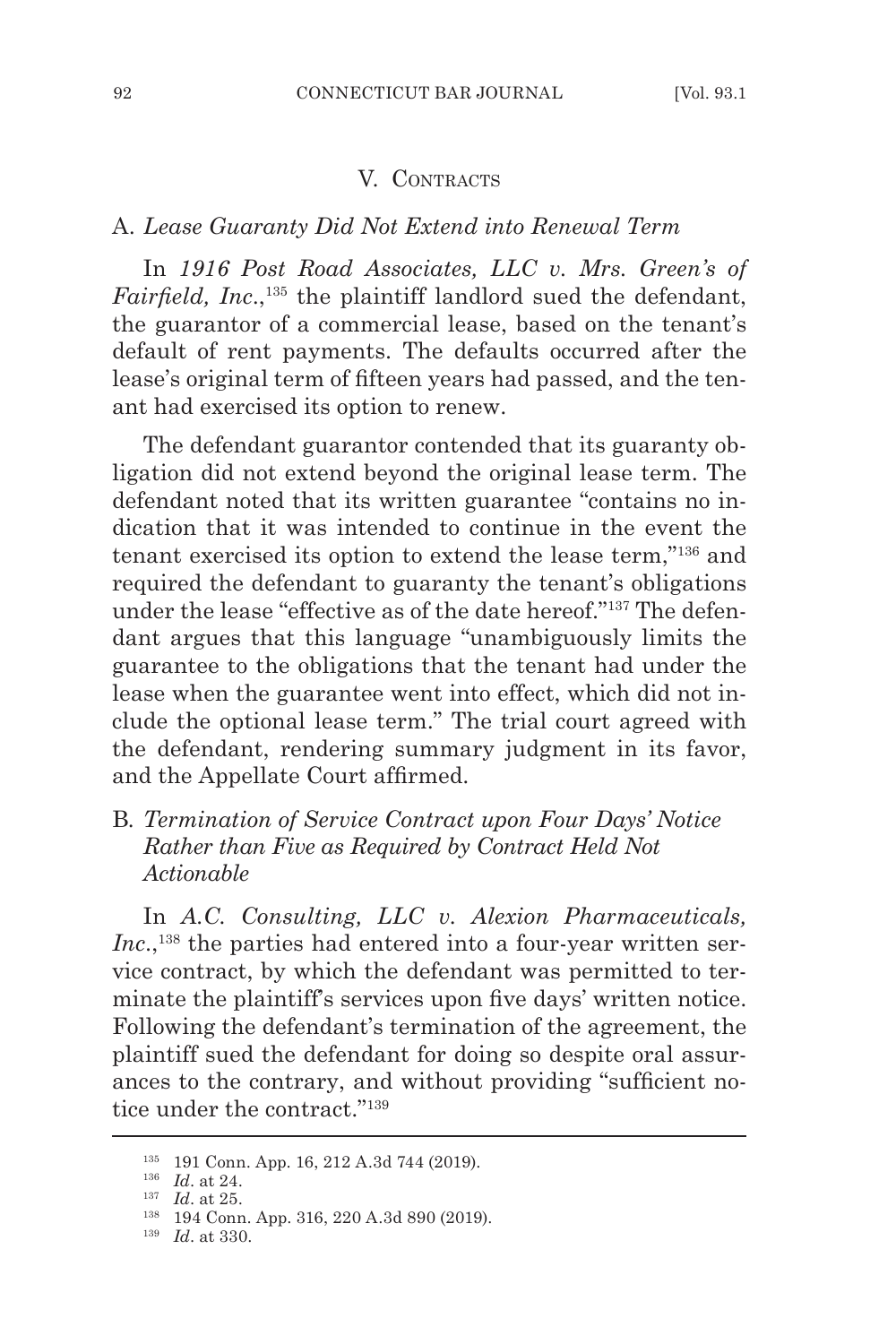## V. Contracts

### A. *Lease Guaranty Did Not Extend into Renewal Term*

In *1916 Post Road Associates, LLC v. Mrs. Green's of Fairfield, Inc.*,[135] the plaintiff landlord sued the defendant, the guarantor of a commercial lease, based on the tenant's default of rent payments. The defaults occurred after the lease's original term of fifteen years had passed, and the tenant had exercised its option to renew.

The defendant guarantor contended that its guaranty obligation did not extend beyond the original lease term. The defendant noted that its written guarantee "contains no indication that it was intended to continue in the event the tenant exercised its option to extend the lease term,"[136] and required the defendant to guaranty the tenant's obligations under the lease "effective as of the date hereof."[137] The defendant argues that this language "unambiguously limits the guarantee to the obligations that the tenant had under the lease when the guarantee went into effect, which did not include the optional lease term." The trial court agreed with the defendant, rendering summary judgment in its favor, and the Appellate Court affirmed.

### B. *Termination of Service Contract upon Four Days' Notice Rather than Five as Required by Contract Held Not Actionable*

In *A.C. Consulting, LLC v. Alexion Pharmaceuticals, Inc.*,[138] the parties had entered into a four-year written service contract, by which the defendant was permitted to terminate the plaintiff's services upon five days' written notice. Following the defendant's termination of the agreement, the plaintiff sued the defendant for doing so despite oral assurances to the contrary, and without providing "sufficient notice under the contract."[139]

---

[135] 191 Conn. App. 16, 212 A.3d 744 (2019).

[136] *Id*. at 24.

[137] *Id*. at 25.

[138] 194 Conn. App. 316, 220 A.3d 890 (2019).

[139] *Id*. at 330.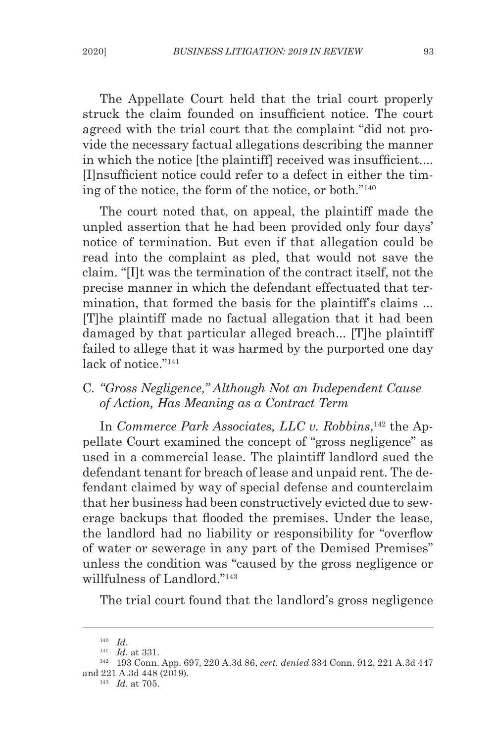The Appellate Court held that the trial court properly struck the claim founded on insufficient notice. The court agreed with the trial court that the complaint "did not provide the necessary factual allegations describing the manner in which the notice [the plaintiff] received was insufficient.... [I]nsufficient notice could refer to a defect in either the timing of the notice, the form of the notice, or both."[140]

The court noted that, on appeal, the plaintiff made the unpled assertion that he had been provided only four days' notice of termination. But even if that allegation could be read into the complaint as pled, that would not save the claim. "[I]t was the termination of the contract itself, not the precise manner in which the defendant effectuated that termination, that formed the basis for the plaintiff's claims ... [T]he plaintiff made no factual allegation that it had been damaged by that particular alleged breach... [T]he plaintiff failed to allege that it was harmed by the purported one day lack of notice."[141]

### C. *"Gross Negligence," Although Not an Independent Cause of Action, Has Meaning as a Contract Term*

In *Commerce Park Associates, LLC v. Robbins*,[142] the Appellate Court examined the concept of "gross negligence" as used in a commercial lease. The plaintiff landlord sued the defendant tenant for breach of lease and unpaid rent. The defendant claimed by way of special defense and counterclaim that her business had been constructively evicted due to sewerage backups that flooded the premises. Under the lease, the landlord had no liability or responsibility for "overflow of water or sewerage in any part of the Demised Premises" unless the condition was "caused by the gross negligence or willfulness of Landlord."[143]

The trial court found that the landlord's gross negligence

---

[140] *Id.*

[141] *Id.* at 331.

[142] 193 Conn. App. 697, 220 A.3d 86, *cert. denied* 334 Conn. 912, 221 A.3d 447 and 221 A.3d 448 (2019).

[143] *Id.* at 705.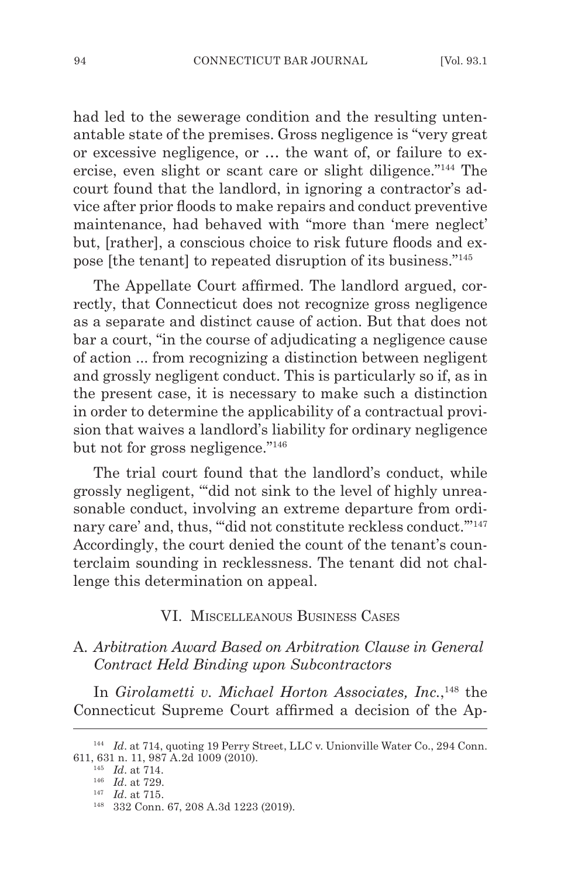had led to the sewerage condition and the resulting untenantable state of the premises. Gross negligence is "very great or excessive negligence, or … the want of, or failure to exercise, even slight or scant care or slight diligence."[144] The court found that the landlord, in ignoring a contractor's advice after prior floods to make repairs and conduct preventive maintenance, had behaved with "more than 'mere neglect' but, [rather], a conscious choice to risk future floods and expose [the tenant] to repeated disruption of its business."[145]

The Appellate Court affirmed. The landlord argued, correctly, that Connecticut does not recognize gross negligence as a separate and distinct cause of action. But that does not bar a court, "in the course of adjudicating a negligence cause of action ... from recognizing a distinction between negligent and grossly negligent conduct. This is particularly so if, as in the present case, it is necessary to make such a distinction in order to determine the applicability of a contractual provision that waives a landlord's liability for ordinary negligence but not for gross negligence."[146]

The trial court found that the landlord's conduct, while grossly negligent, "'did not sink to the level of highly unreasonable conduct, involving an extreme departure from ordinary care' and, thus, '"did not constitute reckless conduct."'[147] Accordingly, the court denied the count of the tenant's counterclaim sounding in recklessness. The tenant did not challenge this determination on appeal.

## VI. Miscellaneous Business Cases

### A. *Arbitration Award Based on Arbitration Clause in General Contract Held Binding upon Subcontractors*

In *Girolametti v. Michael Horton Associates, Inc.*,[148] the Connecticut Supreme Court affirmed a decision of the Ap-

---

[144] *Id*. at 714, quoting 19 Perry Street, LLC v. Unionville Water Co., 294 Conn. 611, 631 n. 11, 987 A.2d 1009 (2010).

[145] *Id*. at 714.

[146] *Id*. at 729.

[147] *Id*. at 715.

[148] 332 Conn. 67, 208 A.3d 1223 (2019).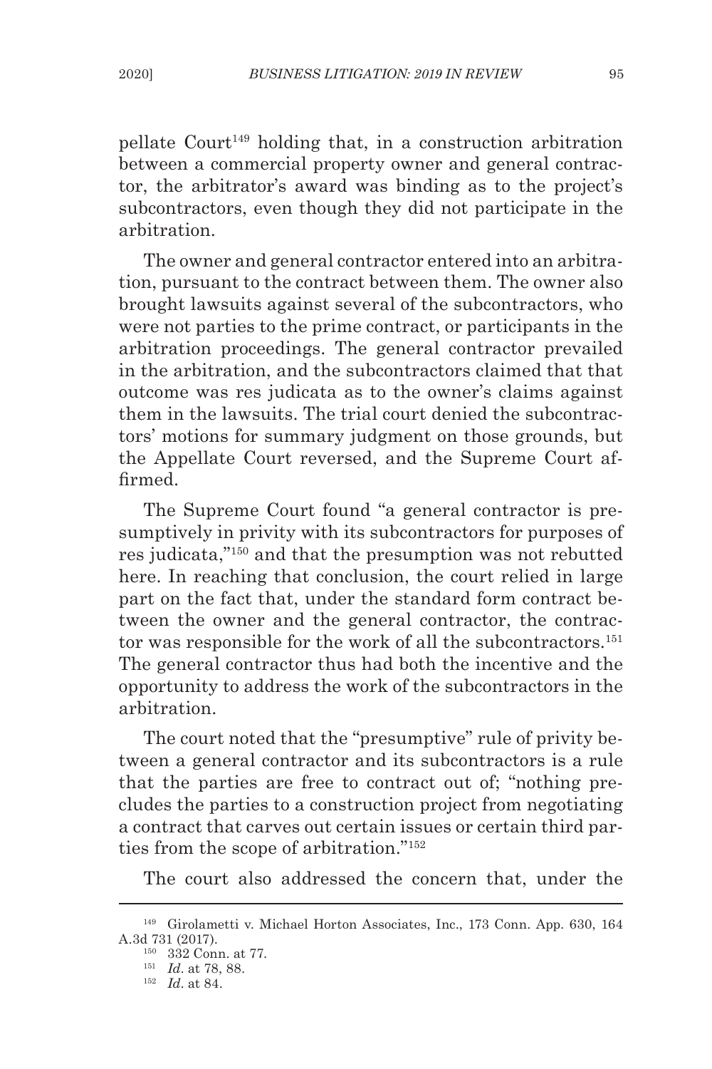pellate Court[149] holding that, in a construction arbitration between a commercial property owner and general contractor, the arbitrator's award was binding as to the project's subcontractors, even though they did not participate in the arbitration.

The owner and general contractor entered into an arbitration, pursuant to the contract between them. The owner also brought lawsuits against several of the subcontractors, who were not parties to the prime contract, or participants in the arbitration proceedings. The general contractor prevailed in the arbitration, and the subcontractors claimed that that outcome was res judicata as to the owner's claims against them in the lawsuits. The trial court denied the subcontractors' motions for summary judgment on those grounds, but the Appellate Court reversed, and the Supreme Court affirmed.

The Supreme Court found "a general contractor is presumptively in privity with its subcontractors for purposes of res judicata,"[150] and that the presumption was not rebutted here. In reaching that conclusion, the court relied in large part on the fact that, under the standard form contract between the owner and the general contractor, the contractor was responsible for the work of all the subcontractors.[151] The general contractor thus had both the incentive and the opportunity to address the work of the subcontractors in the arbitration.

The court noted that the "presumptive" rule of privity between a general contractor and its subcontractors is a rule that the parties are free to contract out of; "nothing precludes the parties to a construction project from negotiating a contract that carves out certain issues or certain third parties from the scope of arbitration."[152]

The court also addressed the concern that, under the

---

[149] Girolametti v. Michael Horton Associates, Inc., 173 Conn. App. 630, 164 A.3d 731 (2017).

[150] 332 Conn. at 77.

[151] *Id*. at 78, 88.

[152] *Id*. at 84.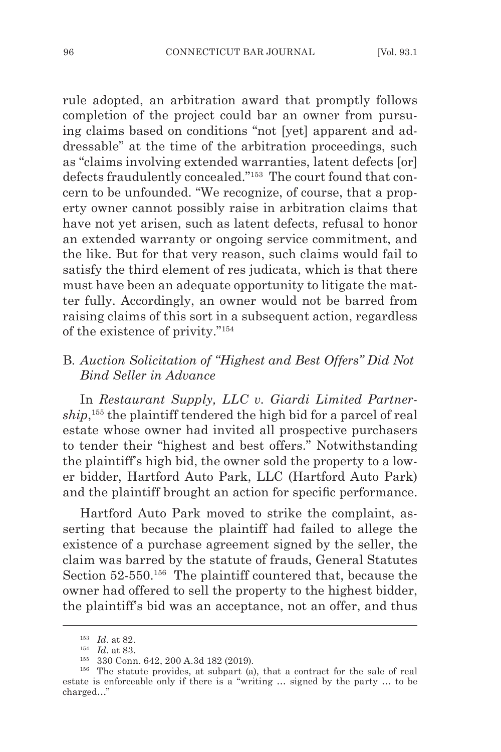rule adopted, an arbitration award that promptly follows completion of the project could bar an owner from pursuing claims based on conditions "not [yet] apparent and addressable" at the time of the arbitration proceedings, such as "claims involving extended warranties, latent defects [or] defects fraudulently concealed."[153] The court found that concern to be unfounded. "We recognize, of course, that a property owner cannot possibly raise in arbitration claims that have not yet arisen, such as latent defects, refusal to honor an extended warranty or ongoing service commitment, and the like. But for that very reason, such claims would fail to satisfy the third element of res judicata, which is that there must have been an adequate opportunity to litigate the matter fully. Accordingly, an owner would not be barred from raising claims of this sort in a subsequent action, regardless of the existence of privity."[154]

### B. *Auction Solicitation of "Highest and Best Offers" Did Not Bind Seller in Advance*

In *Restaurant Supply, LLC v. Giardi Limited Partnership*,[155] the plaintiff tendered the high bid for a parcel of real estate whose owner had invited all prospective purchasers to tender their "highest and best offers." Notwithstanding the plaintiff's high bid, the owner sold the property to a lower bidder, Hartford Auto Park, LLC (Hartford Auto Park) and the plaintiff brought an action for specific performance.

Hartford Auto Park moved to strike the complaint, asserting that because the plaintiff had failed to allege the existence of a purchase agreement signed by the seller, the claim was barred by the statute of frauds, General Statutes Section 52-550.[156] The plaintiff countered that, because the owner had offered to sell the property to the highest bidder, the plaintiff's bid was an acceptance, not an offer, and thus

---

[153] *Id*. at 82.

[154] *Id*. at 83.

[155] 330 Conn. 642, 200 A.3d 182 (2019).

[156] The statute provides, at subpart (a), that a contract for the sale of real estate is enforceable only if there is a "writing … signed by the party … to be charged…"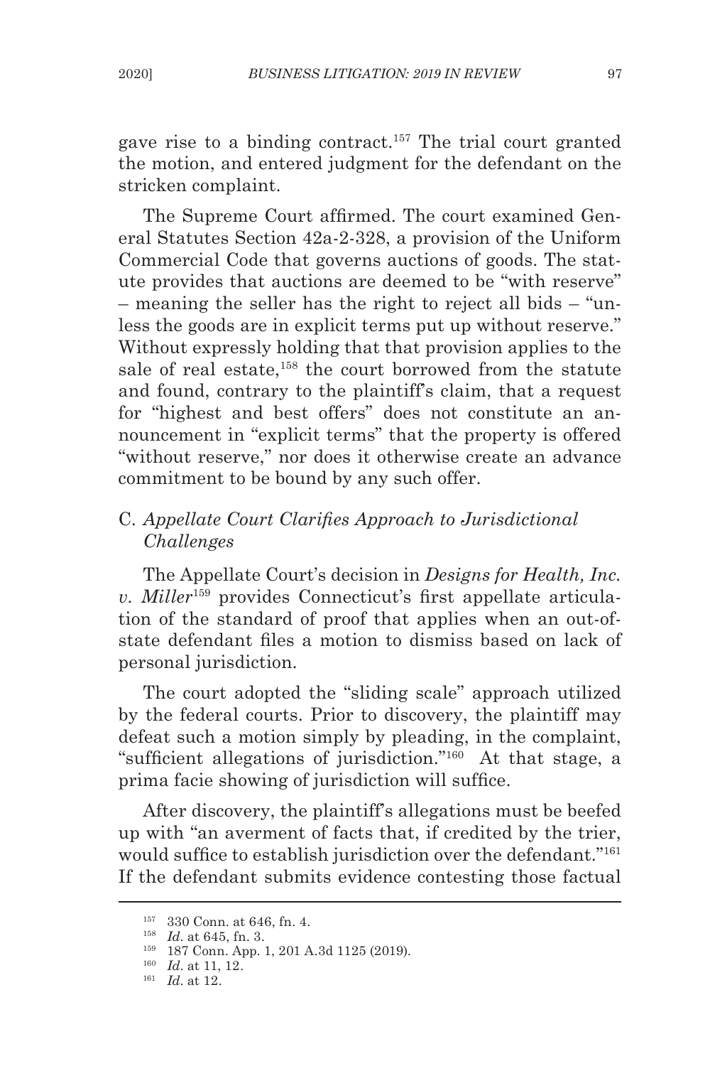gave rise to a binding contract.[157] The trial court granted the motion, and entered judgment for the defendant on the stricken complaint.

The Supreme Court affirmed. The court examined General Statutes Section 42a-2-328, a provision of the Uniform Commercial Code that governs auctions of goods. The statute provides that auctions are deemed to be "with reserve" – meaning the seller has the right to reject all bids – "unless the goods are in explicit terms put up without reserve." Without expressly holding that that provision applies to the sale of real estate,[158] the court borrowed from the statute and found, contrary to the plaintiff's claim, that a request for "highest and best offers" does not constitute an announcement in "explicit terms" that the property is offered "without reserve," nor does it otherwise create an advance commitment to be bound by any such offer.

### C. *Appellate Court Clarifies Approach to Jurisdictional Challenges*

The Appellate Court's decision in *Designs for Health, Inc. v. Miller*[159] provides Connecticut's first appellate articulation of the standard of proof that applies when an out-of-state defendant files a motion to dismiss based on lack of personal jurisdiction.

The court adopted the "sliding scale" approach utilized by the federal courts. Prior to discovery, the plaintiff may defeat such a motion simply by pleading, in the complaint, "sufficient allegations of jurisdiction."[160] At that stage, a prima facie showing of jurisdiction will suffice.

After discovery, the plaintiff's allegations must be beefed up with "an averment of facts that, if credited by the trier, would suffice to establish jurisdiction over the defendant."[161] If the defendant submits evidence contesting those factual

---

[157] 330 Conn. at 646, fn. 4.

[158] *Id*. at 645, fn. 3.

[159] 187 Conn. App. 1, 201 A.3d 1125 (2019).

[160] *Id*. at 11, 12.

[161] *Id*. at 12.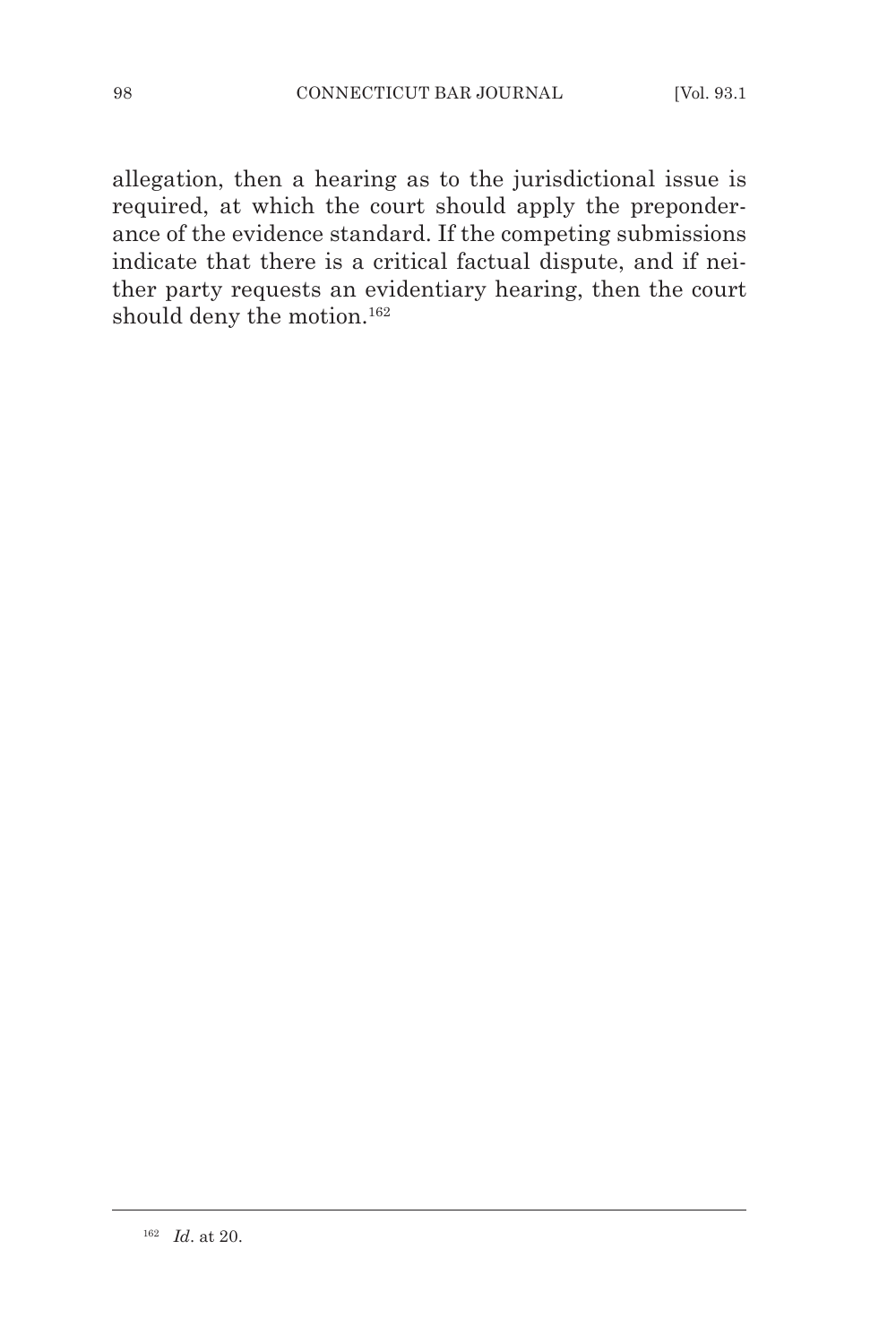allegation, then a hearing as to the jurisdictional issue is required, at which the court should apply the preponderance of the evidence standard. If the competing submissions indicate that there is a critical factual dispute, and if neither party requests an evidentiary hearing, then the court should deny the motion.[162]

---

[162] *Id*. at 20.